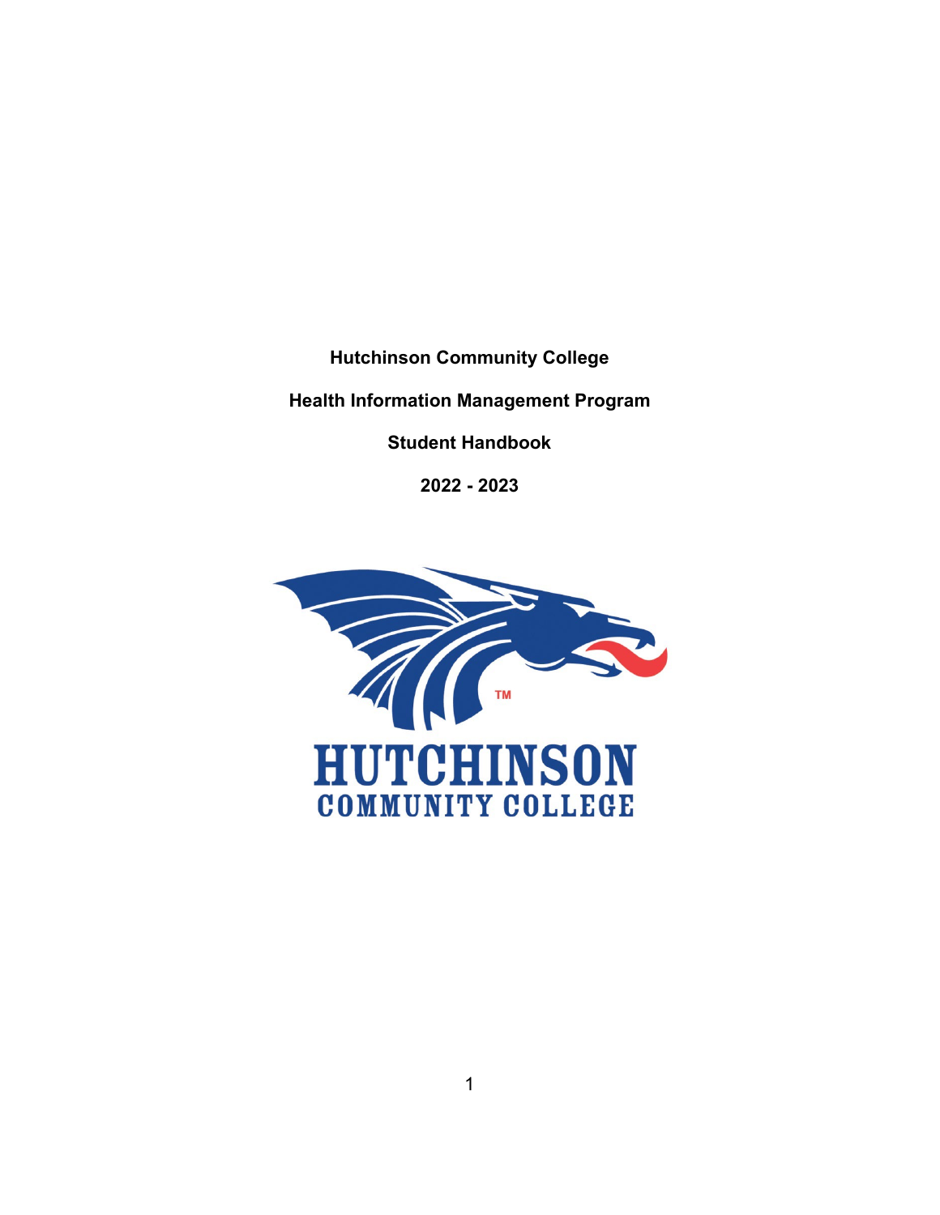**Hutchinson Community College**

**Health Information Management Program**

**Student Handbook**

**2022 - 2023**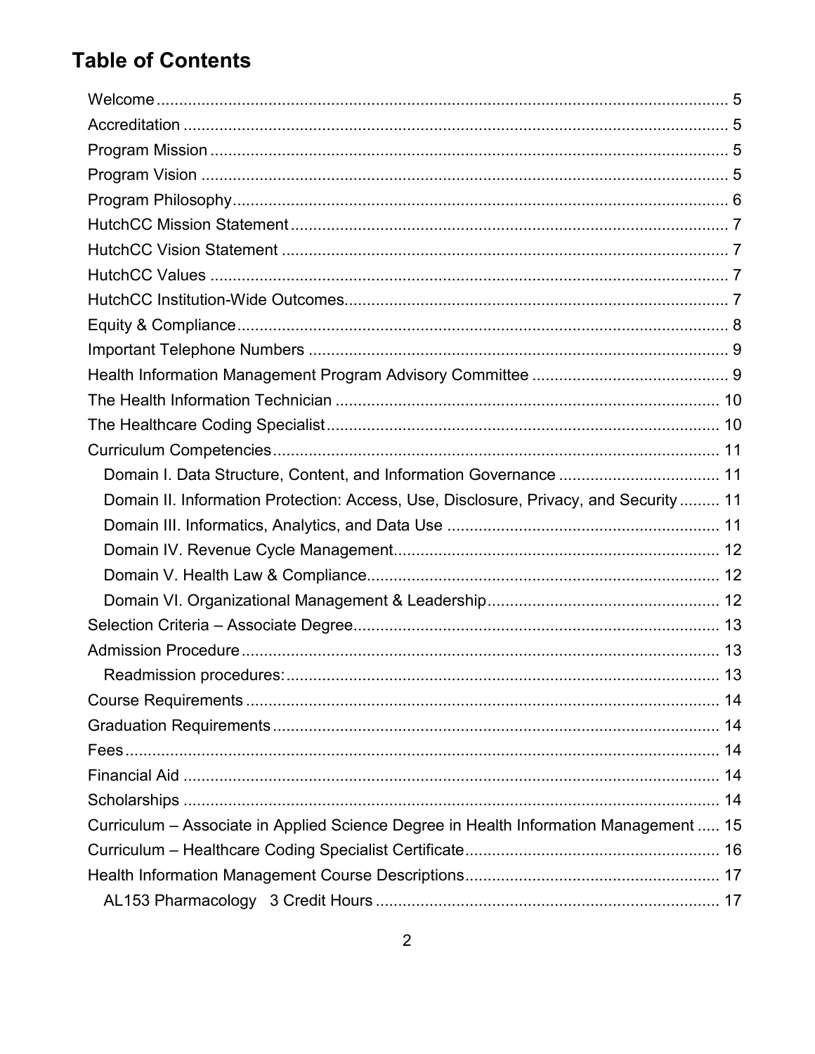# Table of Contents

- Welcome ..... 5
- Accreditation ..... 5
- Program Mission ..... 5
- Program Vision ..... 5
- Program Philosophy ..... 6
- HutchCC Mission Statement ..... 7
- HutchCC Vision Statement ..... 7
- HutchCC Values ..... 7
- HutchCC Institution-Wide Outcomes ..... 7
- Equity & Compliance ..... 8
- Important Telephone Numbers ..... 9
- Health Information Management Program Advisory Committee ..... 9
- The Health Information Technician ..... 10
- The Healthcare Coding Specialist ..... 10
- Curriculum Competencies ..... 11
  - Domain I. Data Structure, Content, and Information Governance ..... 11
  - Domain II. Information Protection: Access, Use, Disclosure, Privacy, and Security ..... 11
  - Domain III. Informatics, Analytics, and Data Use ..... 11
  - Domain IV. Revenue Cycle Management ..... 12
  - Domain V. Health Law & Compliance ..... 12
  - Domain VI. Organizational Management & Leadership ..... 12
- Selection Criteria – Associate Degree ..... 13
- Admission Procedure ..... 13
  - Readmission procedures: ..... 13
- Course Requirements ..... 14
- Graduation Requirements ..... 14
- Fees ..... 14
- Financial Aid ..... 14
- Scholarships ..... 14
- Curriculum – Associate in Applied Science Degree in Health Information Management ..... 15
- Curriculum – Healthcare Coding Specialist Certificate ..... 16
- Health Information Management Course Descriptions ..... 17
  - AL153 Pharmacology 3 Credit Hours ..... 17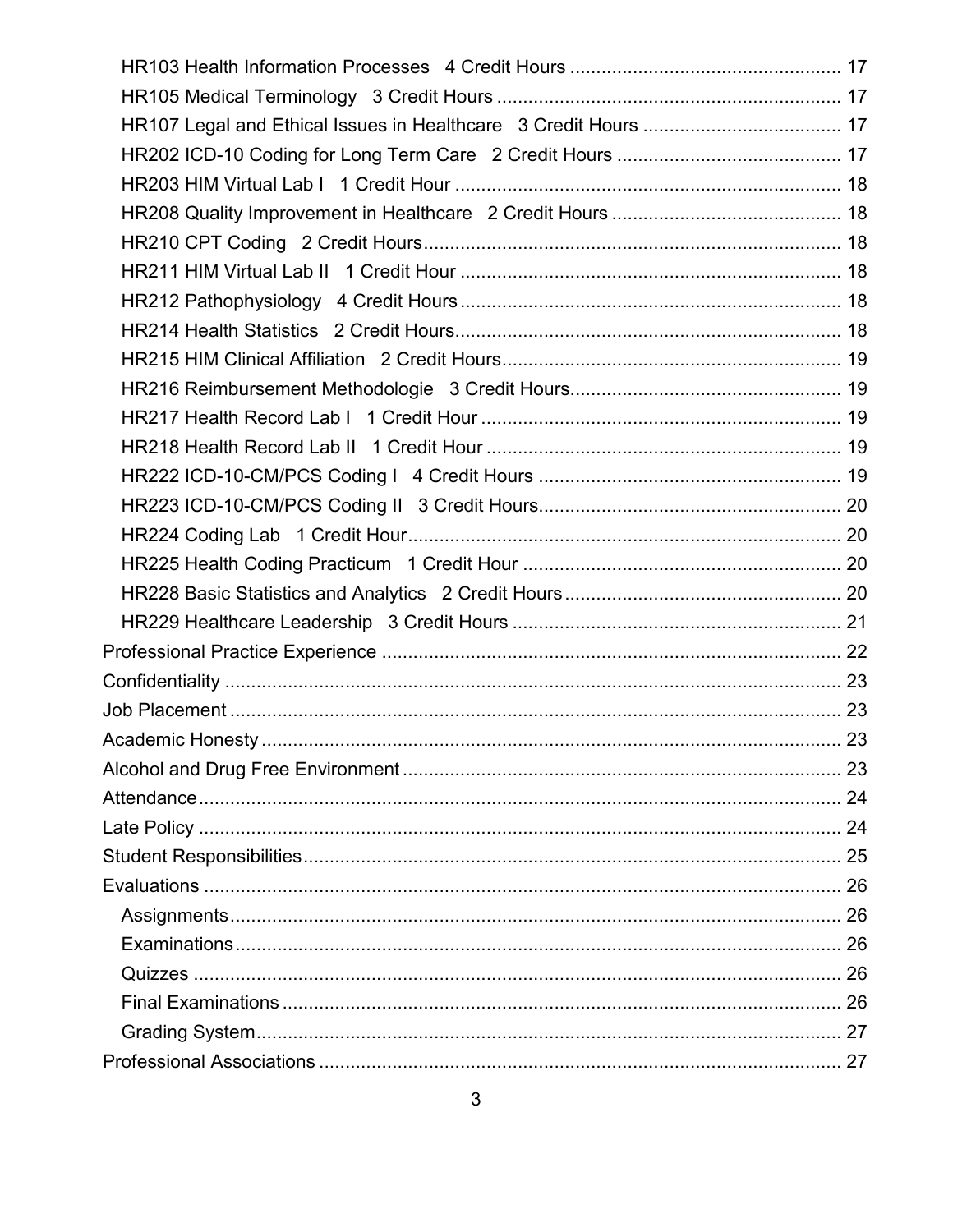- HR103 Health Information Processes 4 Credit Hours .................................................. 17
- HR105 Medical Terminology 3 Credit Hours ................................................................ 17
- HR107 Legal and Ethical Issues in Healthcare 3 Credit Hours ..................................... 17
- HR202 ICD-10 Coding for Long Term Care 2 Credit Hours .......................................... 17
- HR203 HIM Virtual Lab I 1 Credit Hour ........................................................................ 18
- HR208 Quality Improvement in Healthcare 2 Credit Hours ........................................... 18
- HR210 CPT Coding 2 Credit Hours............................................................................... 18
- HR211 HIM Virtual Lab II 1 Credit Hour ........................................................................ 18
- HR212 Pathophysiology 4 Credit Hours ........................................................................ 18
- HR214 Health Statistics 2 Credit Hours......................................................................... 18
- HR215 HIM Clinical Affiliation 2 Credit Hours................................................................ 19
- HR216 Reimbursement Methodologie 3 Credit Hours................................................... 19
- HR217 Health Record Lab I 1 Credit Hour .................................................................... 19
- HR218 Health Record Lab II 1 Credit Hour ................................................................... 19
- HR222 ICD-10-CM/PCS Coding I 4 Credit Hours ......................................................... 19
- HR223 ICD-10-CM/PCS Coding II 3 Credit Hours......................................................... 20
- HR224 Coding Lab 1 Credit Hour.................................................................................. 20
- HR225 Health Coding Practicum 1 Credit Hour ............................................................ 20
- HR228 Basic Statistics and Analytics 2 Credit Hours .................................................... 20
- HR229 Healthcare Leadership 3 Credit Hours .............................................................. 21

Professional Practice Experience ....................................................................................... 22

Confidentiality ..................................................................................................................... 23

Job Placement .................................................................................................................... 23

Academic Honesty .............................................................................................................. 23

Alcohol and Drug Free Environment ................................................................................... 23

Attendance .......................................................................................................................... 24

Late Policy .......................................................................................................................... 24

Student Responsibilities ...................................................................................................... 25

Evaluations ......................................................................................................................... 26

- Assignments .................................................................................................................... 26
- Examinations ................................................................................................................... 26
- Quizzes ........................................................................................................................... 26
- Final Examinations .......................................................................................................... 26
- Grading System ............................................................................................................... 27

Professional Associations ................................................................................................... 27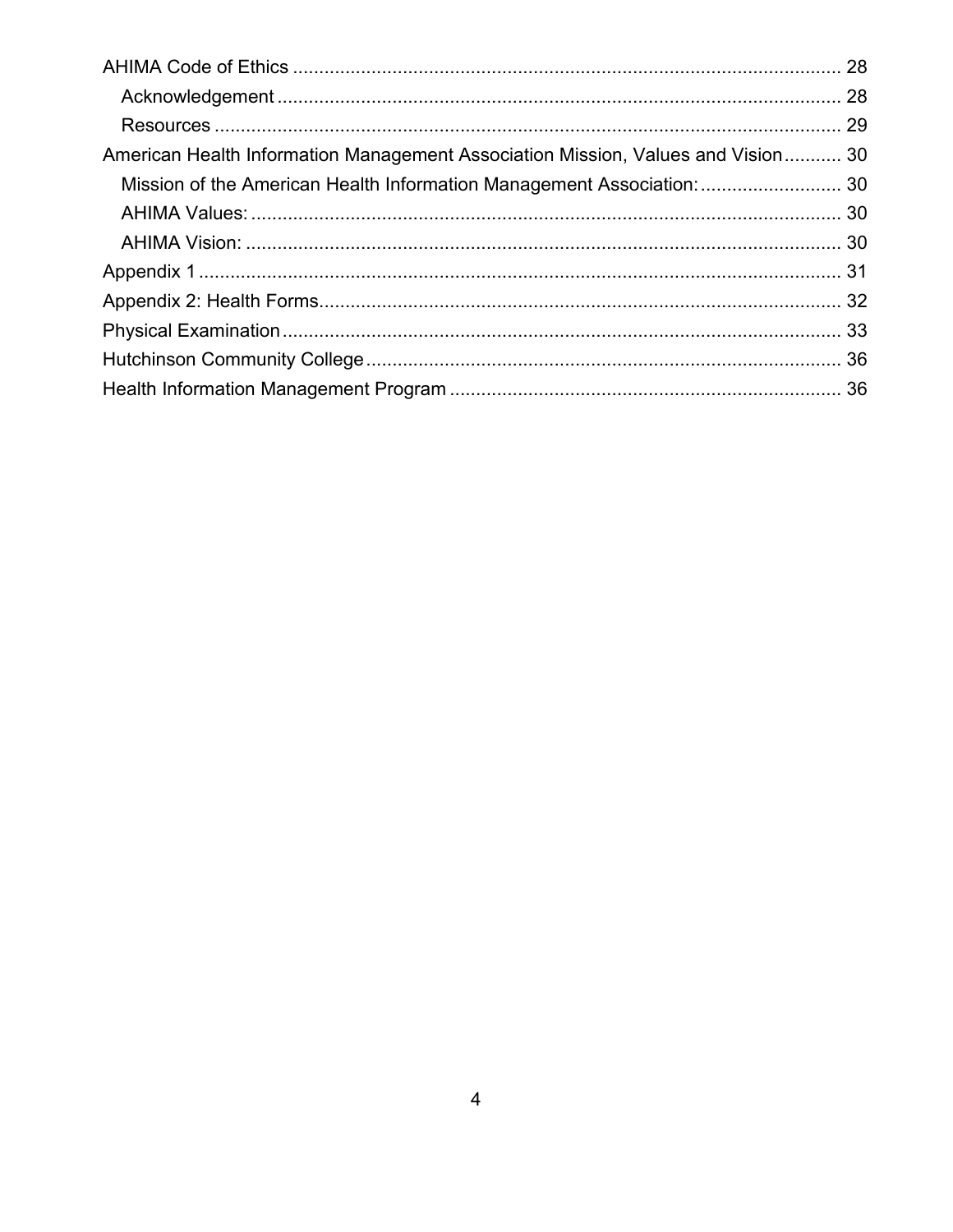AHIMA Code of Ethics ........................................................................................................ 28
- Acknowledgement ............................................................................................................ 28
- Resources ......................................................................................................................... 29

American Health Information Management Association Mission, Values and Vision........... 30
- Mission of the American Health Information Management Association:........................... 30
- AHIMA Values: ................................................................................................................. 30
- AHIMA Vision: .................................................................................................................. 30

Appendix 1 ............................................................................................................................ 31

Appendix 2: Health Forms..................................................................................................... 32

Physical Examination ............................................................................................................ 33

Hutchinson Community College ............................................................................................ 36

Health Information Management Program ............................................................................ 36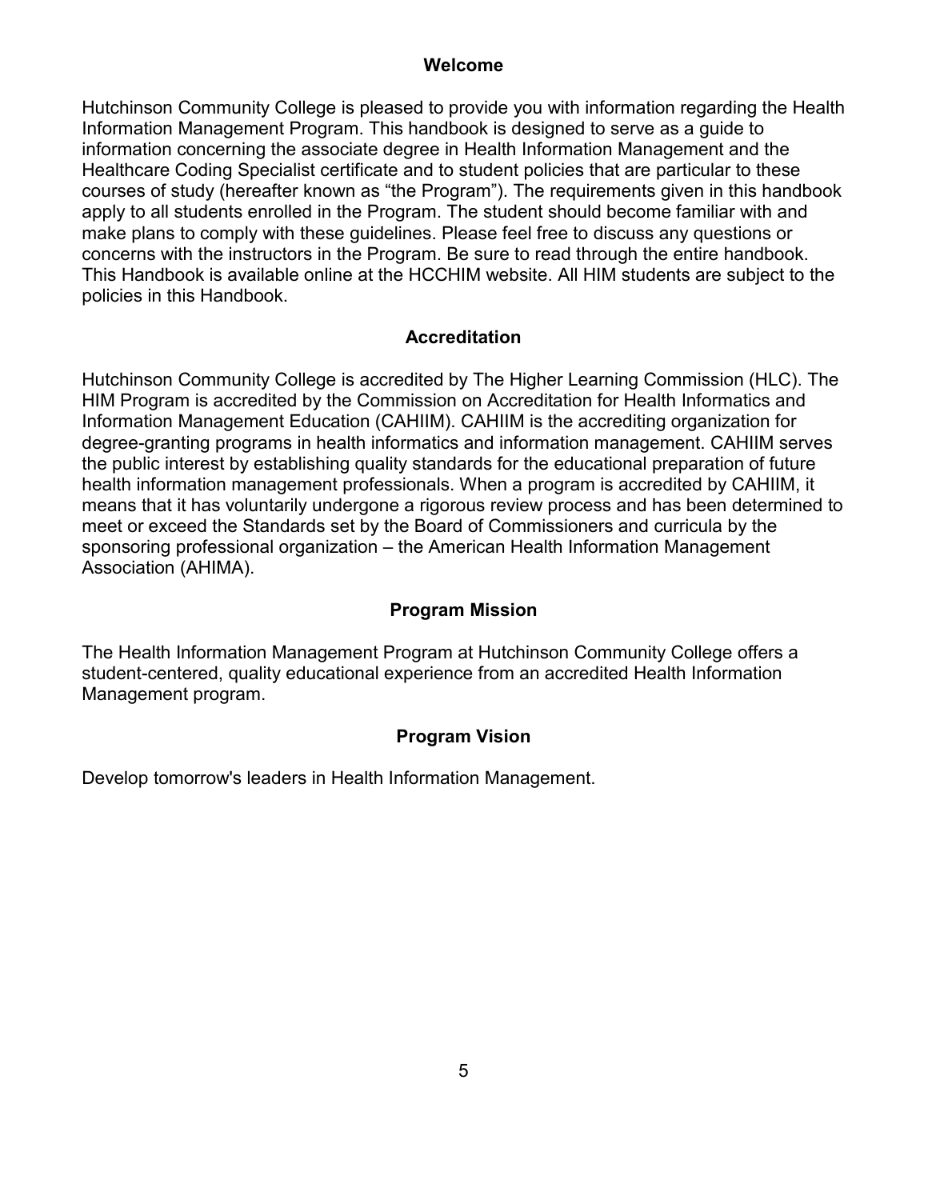## Welcome

Hutchinson Community College is pleased to provide you with information regarding the Health Information Management Program. This handbook is designed to serve as a guide to information concerning the associate degree in Health Information Management and the Healthcare Coding Specialist certificate and to student policies that are particular to these courses of study (hereafter known as "the Program"). The requirements given in this handbook apply to all students enrolled in the Program. The student should become familiar with and make plans to comply with these guidelines. Please feel free to discuss any questions or concerns with the instructors in the Program. Be sure to read through the entire handbook. This Handbook is available online at the HCCHIM website. All HIM students are subject to the policies in this Handbook.

## Accreditation

Hutchinson Community College is accredited by The Higher Learning Commission (HLC). The HIM Program is accredited by the Commission on Accreditation for Health Informatics and Information Management Education (CAHIIM). CAHIIM is the accrediting organization for degree-granting programs in health informatics and information management. CAHIIM serves the public interest by establishing quality standards for the educational preparation of future health information management professionals. When a program is accredited by CAHIIM, it means that it has voluntarily undergone a rigorous review process and has been determined to meet or exceed the Standards set by the Board of Commissioners and curricula by the sponsoring professional organization – the American Health Information Management Association (AHIMA).

## Program Mission

The Health Information Management Program at Hutchinson Community College offers a student-centered, quality educational experience from an accredited Health Information Management program.

## Program Vision

Develop tomorrow's leaders in Health Information Management.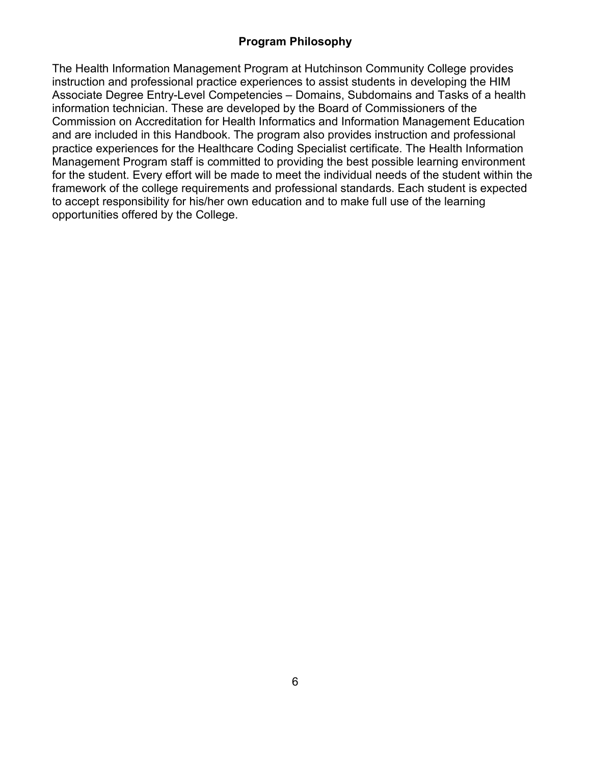## Program Philosophy

The Health Information Management Program at Hutchinson Community College provides instruction and professional practice experiences to assist students in developing the HIM Associate Degree Entry-Level Competencies – Domains, Subdomains and Tasks of a health information technician. These are developed by the Board of Commissioners of the Commission on Accreditation for Health Informatics and Information Management Education and are included in this Handbook. The program also provides instruction and professional practice experiences for the Healthcare Coding Specialist certificate. The Health Information Management Program staff is committed to providing the best possible learning environment for the student. Every effort will be made to meet the individual needs of the student within the framework of the college requirements and professional standards. Each student is expected to accept responsibility for his/her own education and to make full use of the learning opportunities offered by the College.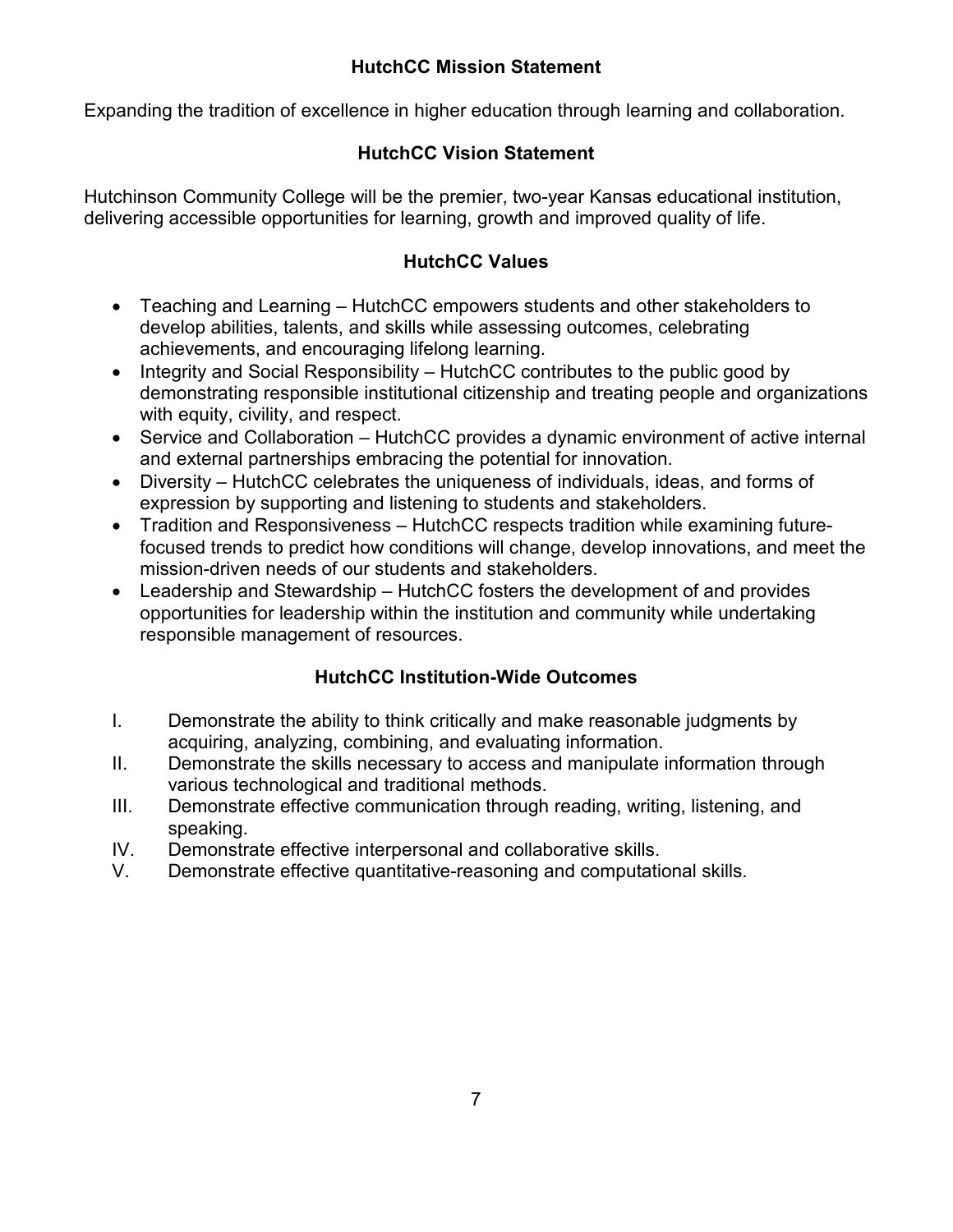## HutchCC Mission Statement

Expanding the tradition of excellence in higher education through learning and collaboration.

## HutchCC Vision Statement

Hutchinson Community College will be the premier, two-year Kansas educational institution, delivering accessible opportunities for learning, growth and improved quality of life.

## HutchCC Values

- Teaching and Learning – HutchCC empowers students and other stakeholders to develop abilities, talents, and skills while assessing outcomes, celebrating achievements, and encouraging lifelong learning.
- Integrity and Social Responsibility – HutchCC contributes to the public good by demonstrating responsible institutional citizenship and treating people and organizations with equity, civility, and respect.
- Service and Collaboration – HutchCC provides a dynamic environment of active internal and external partnerships embracing the potential for innovation.
- Diversity – HutchCC celebrates the uniqueness of individuals, ideas, and forms of expression by supporting and listening to students and stakeholders.
- Tradition and Responsiveness – HutchCC respects tradition while examining future-focused trends to predict how conditions will change, develop innovations, and meet the mission-driven needs of our students and stakeholders.
- Leadership and Stewardship – HutchCC fosters the development of and provides opportunities for leadership within the institution and community while undertaking responsible management of resources.

## HutchCC Institution-Wide Outcomes

I. Demonstrate the ability to think critically and make reasonable judgments by acquiring, analyzing, combining, and evaluating information.

II. Demonstrate the skills necessary to access and manipulate information through various technological and traditional methods.

III. Demonstrate effective communication through reading, writing, listening, and speaking.

IV. Demonstrate effective interpersonal and collaborative skills.

V. Demonstrate effective quantitative-reasoning and computational skills.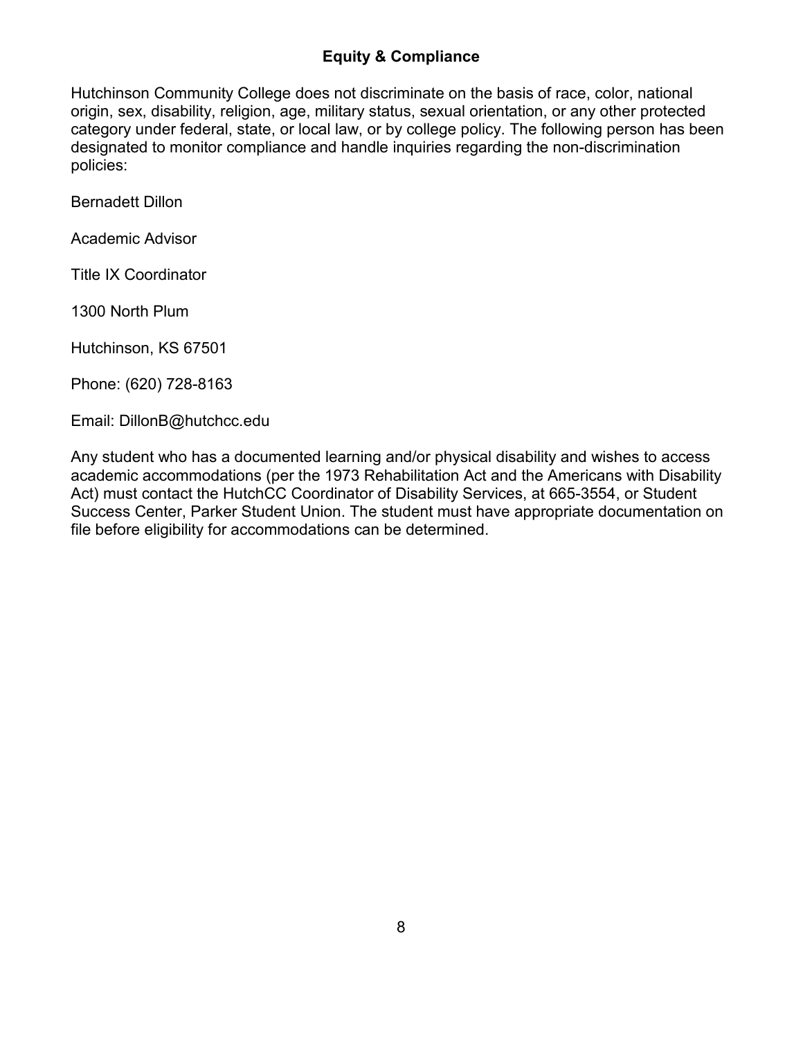## Equity & Compliance

Hutchinson Community College does not discriminate on the basis of race, color, national origin, sex, disability, religion, age, military status, sexual orientation, or any other protected category under federal, state, or local law, or by college policy. The following person has been designated to monitor compliance and handle inquiries regarding the non-discrimination policies:

Bernadett Dillon

Academic Advisor

Title IX Coordinator

1300 North Plum

Hutchinson, KS 67501

Phone: (620) 728-8163

Email: DillonB@hutchcc.edu

Any student who has a documented learning and/or physical disability and wishes to access academic accommodations (per the 1973 Rehabilitation Act and the Americans with Disability Act) must contact the HutchCC Coordinator of Disability Services, at 665-3554, or Student Success Center, Parker Student Union. The student must have appropriate documentation on file before eligibility for accommodations can be determined.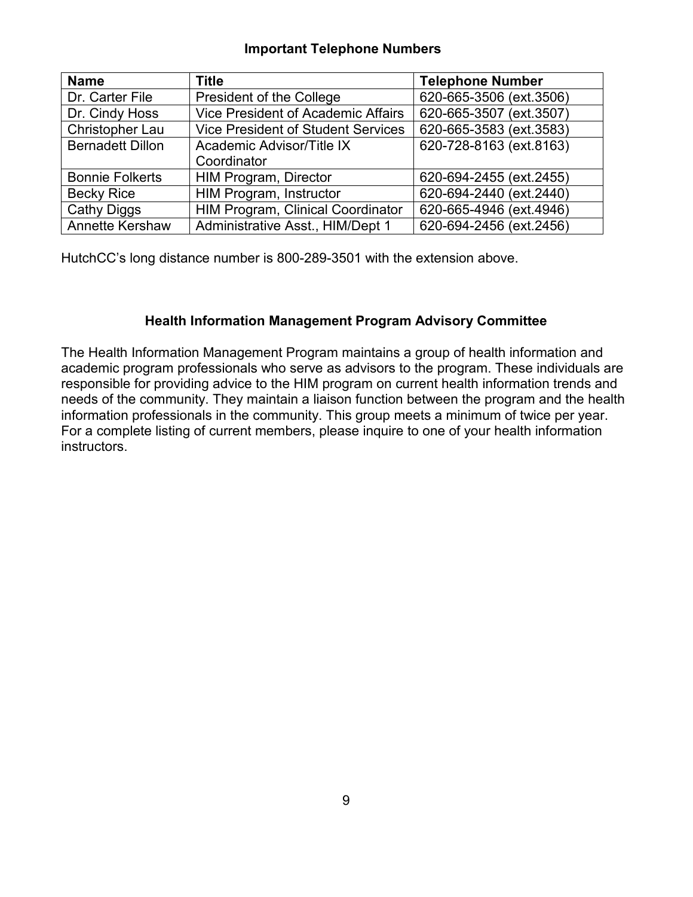## Important Telephone Numbers

| Name | Title | Telephone Number |
|---|---|---|
| Dr. Carter File | President of the College | 620-665-3506 (ext.3506) |
| Dr. Cindy Hoss | Vice President of Academic Affairs | 620-665-3507 (ext.3507) |
| Christopher Lau | Vice President of Student Services | 620-665-3583 (ext.3583) |
| Bernadett Dillon | Academic Advisor/Title IX Coordinator | 620-728-8163 (ext.8163) |
| Bonnie Folkerts | HIM Program, Director | 620-694-2455 (ext.2455) |
| Becky Rice | HIM Program, Instructor | 620-694-2440 (ext.2440) |
| Cathy Diggs | HIM Program, Clinical Coordinator | 620-665-4946 (ext.4946) |
| Annette Kershaw | Administrative Asst., HIM/Dept 1 | 620-694-2456 (ext.2456) |

HutchCC's long distance number is 800-289-3501 with the extension above.

## Health Information Management Program Advisory Committee

The Health Information Management Program maintains a group of health information and academic program professionals who serve as advisors to the program. These individuals are responsible for providing advice to the HIM program on current health information trends and needs of the community. They maintain a liaison function between the program and the health information professionals in the community. This group meets a minimum of twice per year. For a complete listing of current members, please inquire to one of your health information instructors.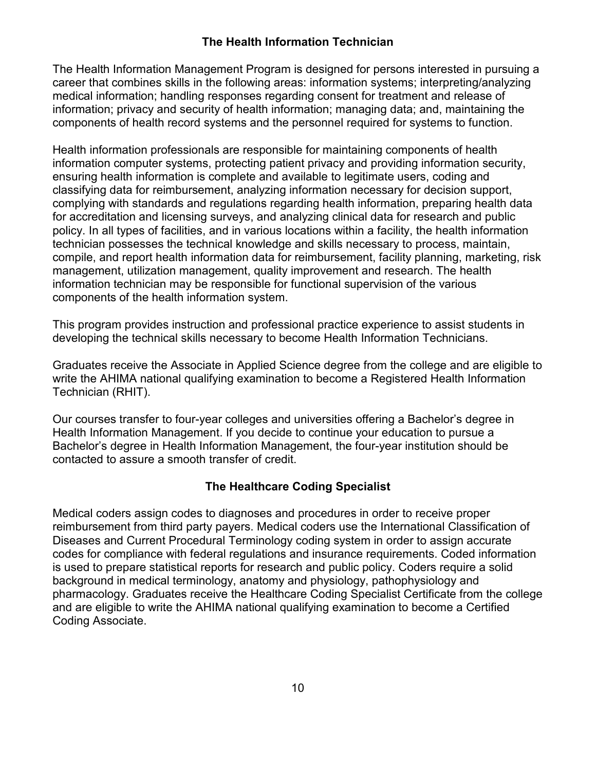## The Health Information Technician

The Health Information Management Program is designed for persons interested in pursuing a career that combines skills in the following areas: information systems; interpreting/analyzing medical information; handling responses regarding consent for treatment and release of information; privacy and security of health information; managing data; and, maintaining the components of health record systems and the personnel required for systems to function.

Health information professionals are responsible for maintaining components of health information computer systems, protecting patient privacy and providing information security, ensuring health information is complete and available to legitimate users, coding and classifying data for reimbursement, analyzing information necessary for decision support, complying with standards and regulations regarding health information, preparing health data for accreditation and licensing surveys, and analyzing clinical data for research and public policy. In all types of facilities, and in various locations within a facility, the health information technician possesses the technical knowledge and skills necessary to process, maintain, compile, and report health information data for reimbursement, facility planning, marketing, risk management, utilization management, quality improvement and research. The health information technician may be responsible for functional supervision of the various components of the health information system.

This program provides instruction and professional practice experience to assist students in developing the technical skills necessary to become Health Information Technicians.

Graduates receive the Associate in Applied Science degree from the college and are eligible to write the AHIMA national qualifying examination to become a Registered Health Information Technician (RHIT).

Our courses transfer to four-year colleges and universities offering a Bachelor's degree in Health Information Management. If you decide to continue your education to pursue a Bachelor's degree in Health Information Management, the four-year institution should be contacted to assure a smooth transfer of credit.

## The Healthcare Coding Specialist

Medical coders assign codes to diagnoses and procedures in order to receive proper reimbursement from third party payers. Medical coders use the International Classification of Diseases and Current Procedural Terminology coding system in order to assign accurate codes for compliance with federal regulations and insurance requirements. Coded information is used to prepare statistical reports for research and public policy. Coders require a solid background in medical terminology, anatomy and physiology, pathophysiology and pharmacology. Graduates receive the Healthcare Coding Specialist Certificate from the college and are eligible to write the AHIMA national qualifying examination to become a Certified Coding Associate.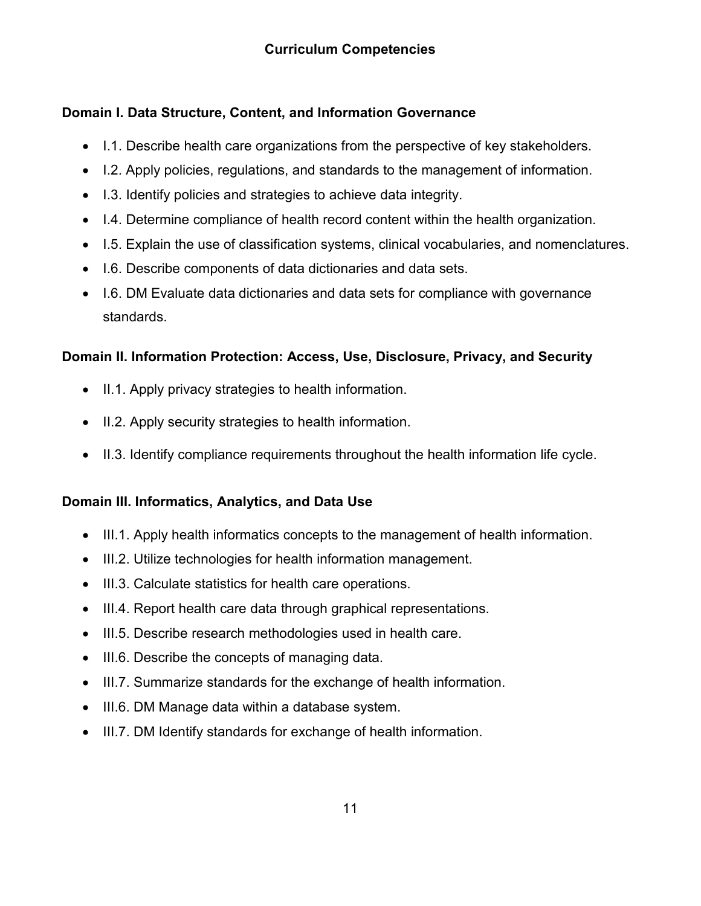## Curriculum Competencies

### Domain I. Data Structure, Content, and Information Governance

- I.1. Describe health care organizations from the perspective of key stakeholders.
- I.2. Apply policies, regulations, and standards to the management of information.
- I.3. Identify policies and strategies to achieve data integrity.
- I.4. Determine compliance of health record content within the health organization.
- I.5. Explain the use of classification systems, clinical vocabularies, and nomenclatures.
- I.6. Describe components of data dictionaries and data sets.
- I.6. DM Evaluate data dictionaries and data sets for compliance with governance standards.

### Domain II. Information Protection: Access, Use, Disclosure, Privacy, and Security

- II.1. Apply privacy strategies to health information.
- II.2. Apply security strategies to health information.
- II.3. Identify compliance requirements throughout the health information life cycle.

### Domain III. Informatics, Analytics, and Data Use

- III.1. Apply health informatics concepts to the management of health information.
- III.2. Utilize technologies for health information management.
- III.3. Calculate statistics for health care operations.
- III.4. Report health care data through graphical representations.
- III.5. Describe research methodologies used in health care.
- III.6. Describe the concepts of managing data.
- III.7. Summarize standards for the exchange of health information.
- III.6. DM Manage data within a database system.
- III.7. DM Identify standards for exchange of health information.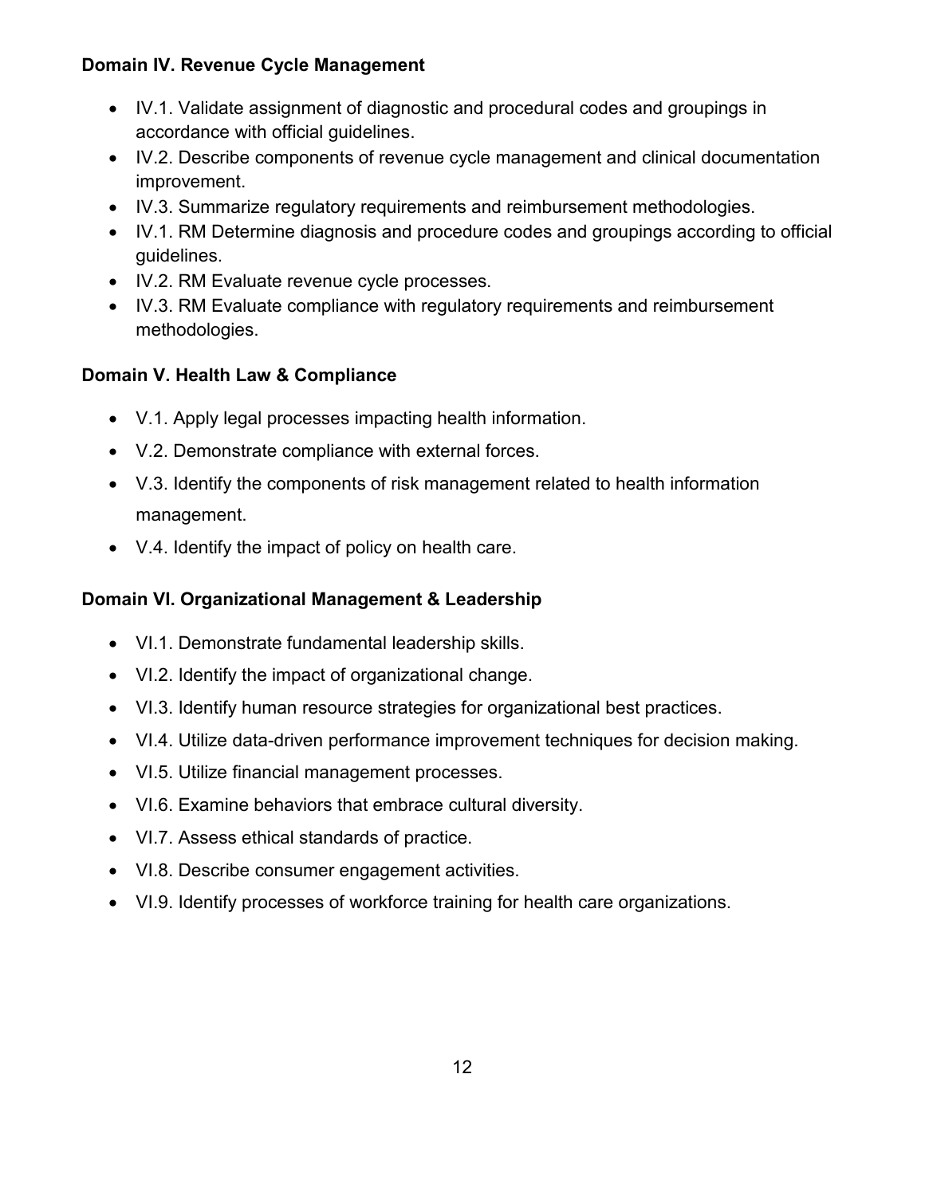**Domain IV. Revenue Cycle Management**

- IV.1. Validate assignment of diagnostic and procedural codes and groupings in accordance with official guidelines.
- IV.2. Describe components of revenue cycle management and clinical documentation improvement.
- IV.3. Summarize regulatory requirements and reimbursement methodologies.
- IV.1. RM Determine diagnosis and procedure codes and groupings according to official guidelines.
- IV.2. RM Evaluate revenue cycle processes.
- IV.3. RM Evaluate compliance with regulatory requirements and reimbursement methodologies.

**Domain V. Health Law & Compliance**

- V.1. Apply legal processes impacting health information.
- V.2. Demonstrate compliance with external forces.
- V.3. Identify the components of risk management related to health information management.
- V.4. Identify the impact of policy on health care.

**Domain VI. Organizational Management & Leadership**

- VI.1. Demonstrate fundamental leadership skills.
- VI.2. Identify the impact of organizational change.
- VI.3. Identify human resource strategies for organizational best practices.
- VI.4. Utilize data-driven performance improvement techniques for decision making.
- VI.5. Utilize financial management processes.
- VI.6. Examine behaviors that embrace cultural diversity.
- VI.7. Assess ethical standards of practice.
- VI.8. Describe consumer engagement activities.
- VI.9. Identify processes of workforce training for health care organizations.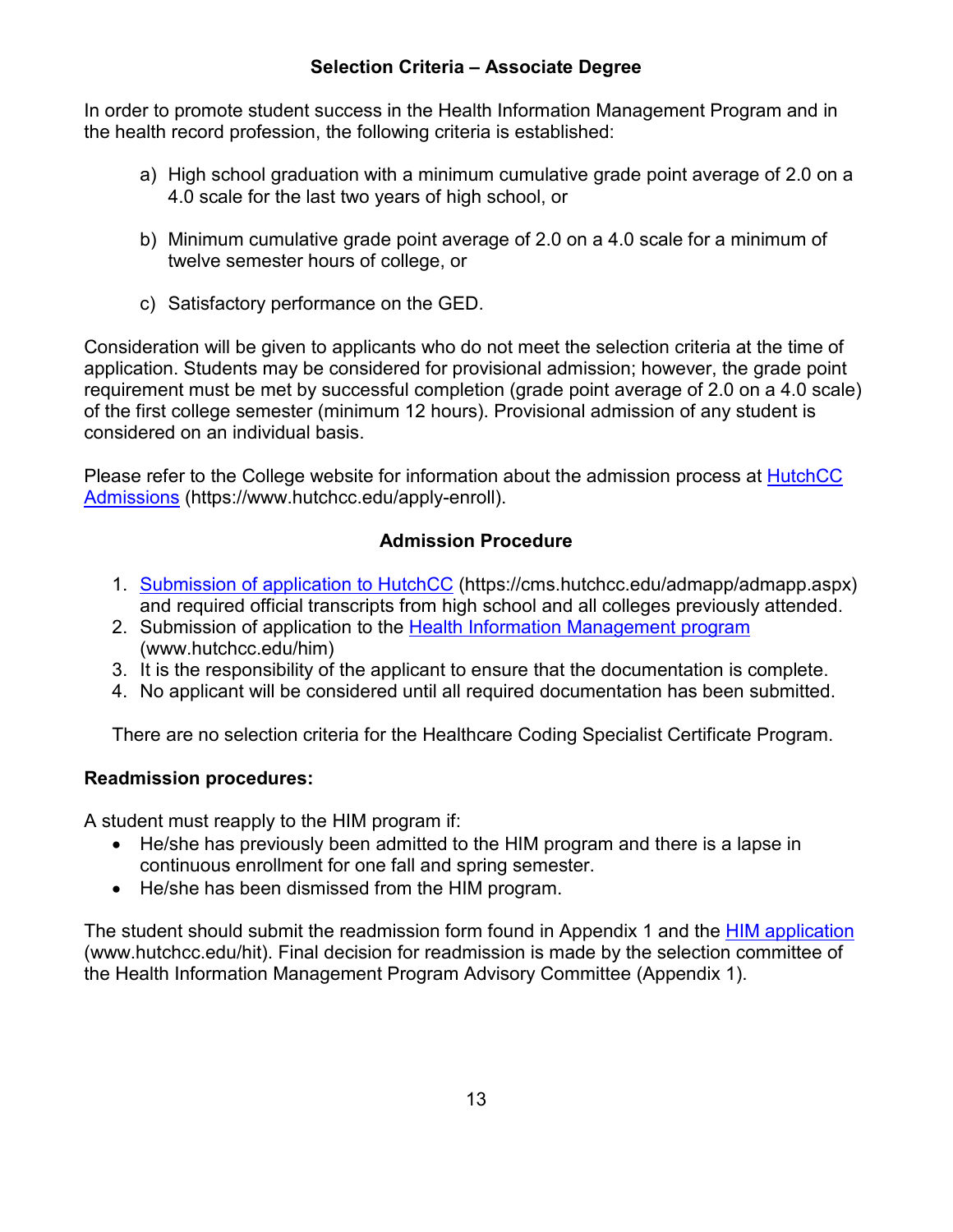## Selection Criteria – Associate Degree

In order to promote student success in the Health Information Management Program and in the health record profession, the following criteria is established:

a) High school graduation with a minimum cumulative grade point average of 2.0 on a 4.0 scale for the last two years of high school, or

b) Minimum cumulative grade point average of 2.0 on a 4.0 scale for a minimum of twelve semester hours of college, or

c) Satisfactory performance on the GED.

Consideration will be given to applicants who do not meet the selection criteria at the time of application. Students may be considered for provisional admission; however, the grade point requirement must be met by successful completion (grade point average of 2.0 on a 4.0 scale) of the first college semester (minimum 12 hours). Provisional admission of any student is considered on an individual basis.

Please refer to the College website for information about the admission process at [HutchCC Admissions](https://www.hutchcc.edu/apply-enroll) (https://www.hutchcc.edu/apply-enroll).

## Admission Procedure

1. [Submission of application to HutchCC](https://cms.hutchcc.edu/admapp/admapp.aspx) (https://cms.hutchcc.edu/admapp/admapp.aspx) and required official transcripts from high school and all colleges previously attended.
2. Submission of application to the [Health Information Management program](www.hutchcc.edu/him) (www.hutchcc.edu/him)
3. It is the responsibility of the applicant to ensure that the documentation is complete.
4. No applicant will be considered until all required documentation has been submitted.

There are no selection criteria for the Healthcare Coding Specialist Certificate Program.

**Readmission procedures:**

A student must reapply to the HIM program if:

- He/she has previously been admitted to the HIM program and there is a lapse in continuous enrollment for one fall and spring semester.
- He/she has been dismissed from the HIM program.

The student should submit the readmission form found in Appendix 1 and the [HIM application](www.hutchcc.edu/hit) (www.hutchcc.edu/hit). Final decision for readmission is made by the selection committee of the Health Information Management Program Advisory Committee (Appendix 1).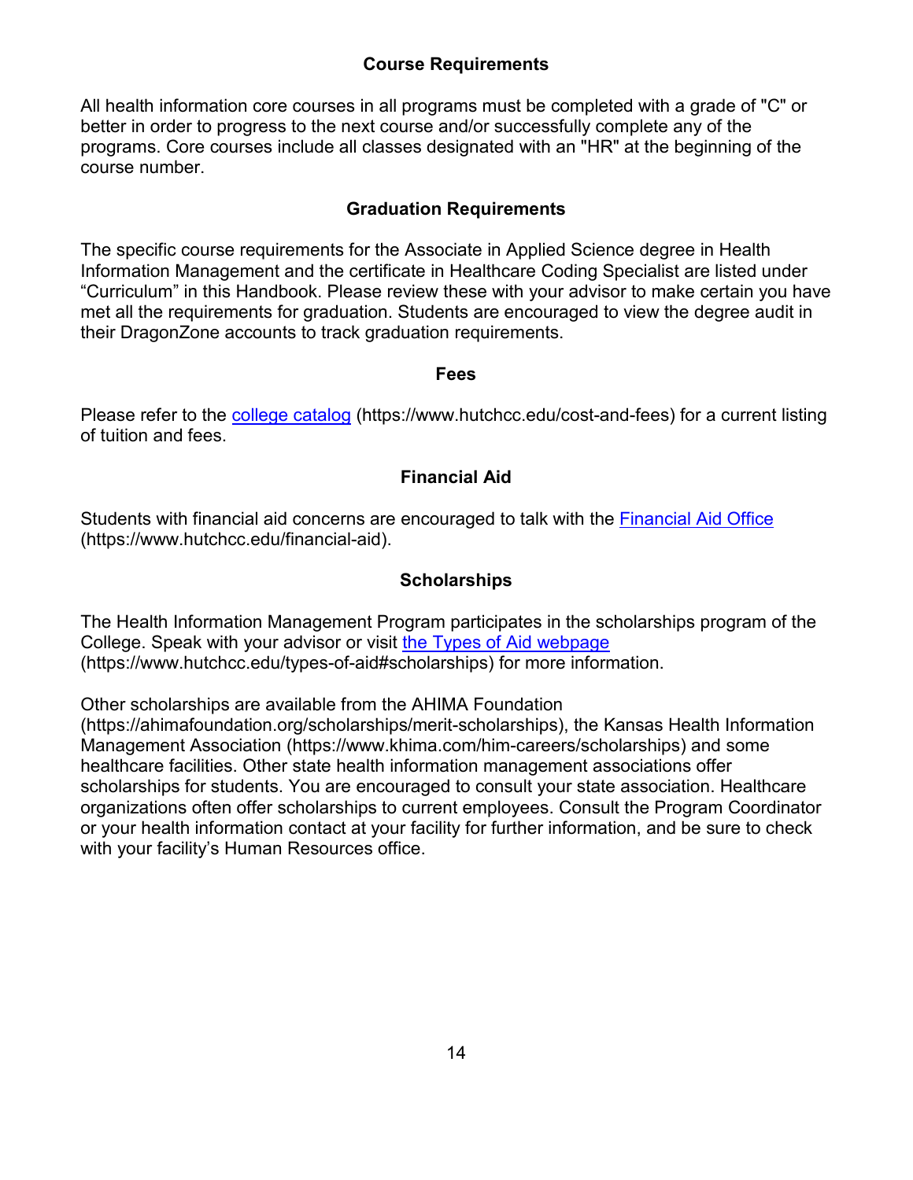## Course Requirements

All health information core courses in all programs must be completed with a grade of "C" or better in order to progress to the next course and/or successfully complete any of the programs. Core courses include all classes designated with an "HR" at the beginning of the course number.

## Graduation Requirements

The specific course requirements for the Associate in Applied Science degree in Health Information Management and the certificate in Healthcare Coding Specialist are listed under "Curriculum" in this Handbook. Please review these with your advisor to make certain you have met all the requirements for graduation. Students are encouraged to view the degree audit in their DragonZone accounts to track graduation requirements.

## Fees

Please refer to the [college catalog](https://www.hutchcc.edu/cost-and-fees) (https://www.hutchcc.edu/cost-and-fees) for a current listing of tuition and fees.

## Financial Aid

Students with financial aid concerns are encouraged to talk with the [Financial Aid Office](https://www.hutchcc.edu/financial-aid) (https://www.hutchcc.edu/financial-aid).

## Scholarships

The Health Information Management Program participates in the scholarships program of the College. Speak with your advisor or visit [the Types of Aid webpage](https://www.hutchcc.edu/types-of-aid#scholarships) (https://www.hutchcc.edu/types-of-aid#scholarships) for more information.

Other scholarships are available from the AHIMA Foundation (https://ahimafoundation.org/scholarships/merit-scholarships), the Kansas Health Information Management Association (https://www.khima.com/him-careers/scholarships) and some healthcare facilities. Other state health information management associations offer scholarships for students. You are encouraged to consult your state association. Healthcare organizations often offer scholarships to current employees. Consult the Program Coordinator or your health information contact at your facility for further information, and be sure to check with your facility's Human Resources office.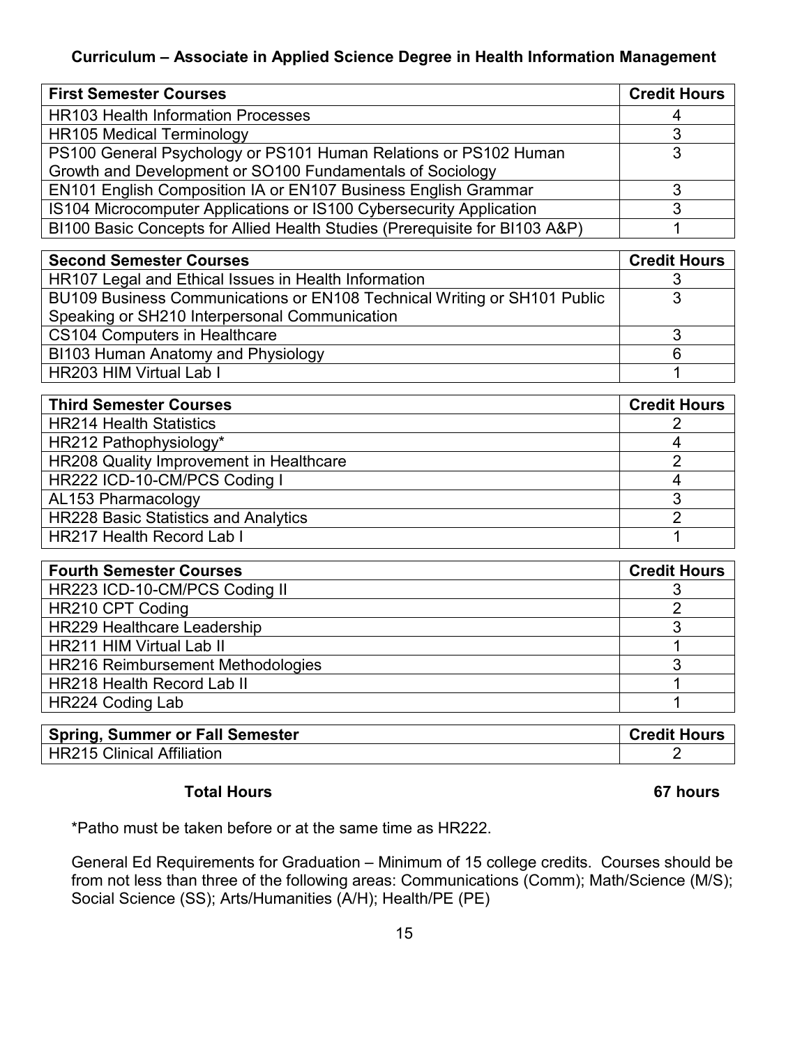## Curriculum – Associate in Applied Science Degree in Health Information Management

| First Semester Courses | Credit Hours |
|---|---|
| HR103 Health Information Processes | 4 |
| HR105 Medical Terminology | 3 |
| PS100 General Psychology or PS101 Human Relations or PS102 Human Growth and Development or SO100 Fundamentals of Sociology | 3 |
| EN101 English Composition IA or EN107 Business English Grammar | 3 |
| IS104 Microcomputer Applications or IS100 Cybersecurity Application | 3 |
| BI100 Basic Concepts for Allied Health Studies (Prerequisite for BI103 A&P) | 1 |

| Second Semester Courses | Credit Hours |
|---|---|
| HR107 Legal and Ethical Issues in Health Information | 3 |
| BU109 Business Communications or EN108 Technical Writing or SH101 Public Speaking or SH210 Interpersonal Communication | 3 |
| CS104 Computers in Healthcare | 3 |
| BI103 Human Anatomy and Physiology | 6 |
| HR203 HIM Virtual Lab I | 1 |

| Third Semester Courses | Credit Hours |
|---|---|
| HR214 Health Statistics | 2 |
| HR212 Pathophysiology* | 4 |
| HR208 Quality Improvement in Healthcare | 2 |
| HR222 ICD-10-CM/PCS Coding I | 4 |
| AL153 Pharmacology | 3 |
| HR228 Basic Statistics and Analytics | 2 |
| HR217 Health Record Lab I | 1 |

| Fourth Semester Courses | Credit Hours |
|---|---|
| HR223 ICD-10-CM/PCS Coding II | 3 |
| HR210 CPT Coding | 2 |
| HR229 Healthcare Leadership | 3 |
| HR211 HIM Virtual Lab II | 1 |
| HR216 Reimbursement Methodologies | 3 |
| HR218 Health Record Lab II | 1 |
| HR224 Coding Lab | 1 |

| Spring, Summer or Fall Semester | Credit Hours |
|---|---|
| HR215 Clinical Affiliation | 2 |

**Total Hours** **67 hours**

*Patho must be taken before or at the same time as HR222.

General Ed Requirements for Graduation – Minimum of 15 college credits. Courses should be from not less than three of the following areas: Communications (Comm); Math/Science (M/S); Social Science (SS); Arts/Humanities (A/H); Health/PE (PE)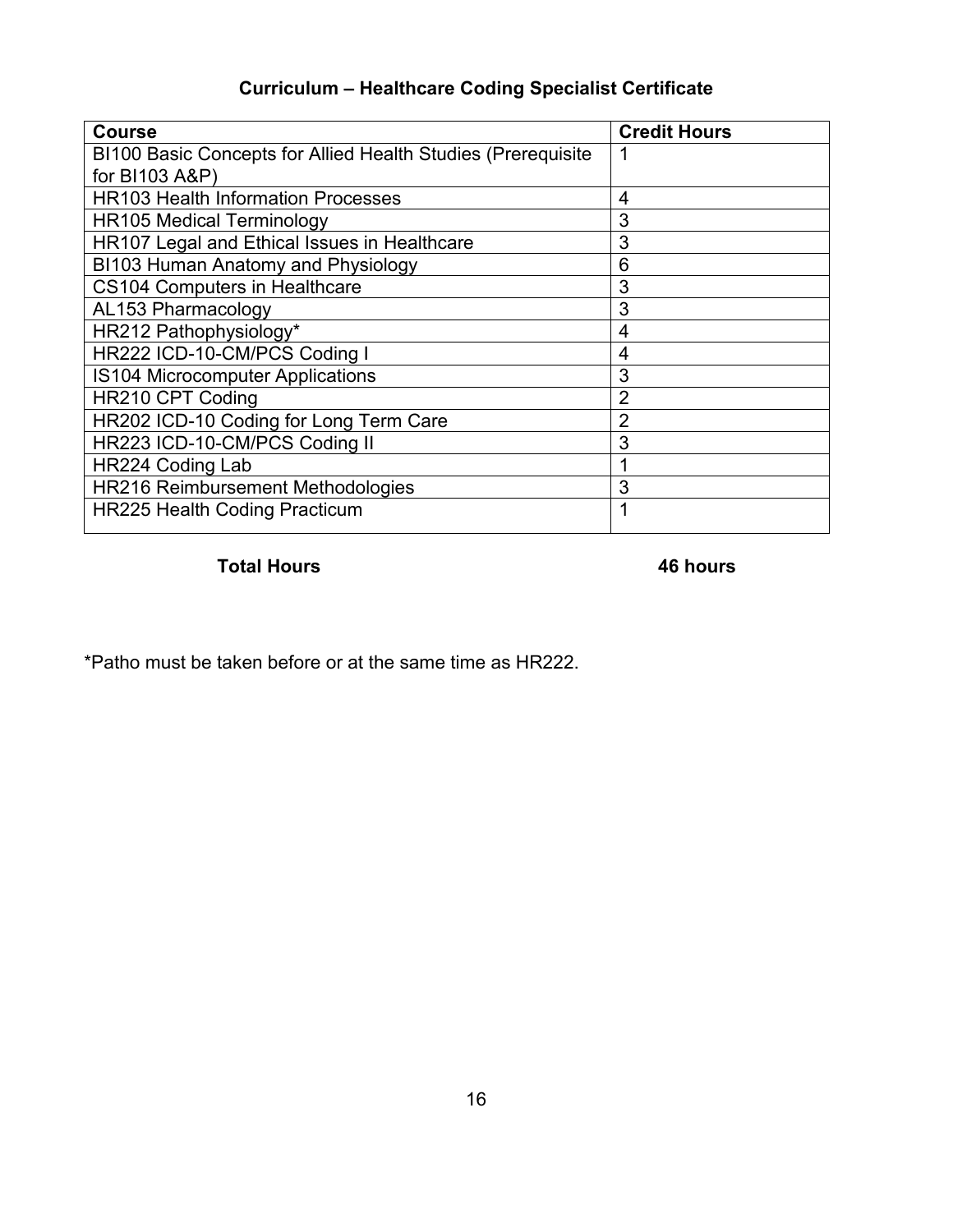## Curriculum – Healthcare Coding Specialist Certificate

| Course | Credit Hours |
|---|---|
| BI100 Basic Concepts for Allied Health Studies (Prerequisite for BI103 A&P) | 1 |
| HR103 Health Information Processes | 4 |
| HR105 Medical Terminology | 3 |
| HR107 Legal and Ethical Issues in Healthcare | 3 |
| BI103 Human Anatomy and Physiology | 6 |
| CS104 Computers in Healthcare | 3 |
| AL153 Pharmacology | 3 |
| HR212 Pathophysiology* | 4 |
| HR222 ICD-10-CM/PCS Coding I | 4 |
| IS104 Microcomputer Applications | 3 |
| HR210 CPT Coding | 2 |
| HR202 ICD-10 Coding for Long Term Care | 2 |
| HR223 ICD-10-CM/PCS Coding II | 3 |
| HR224 Coding Lab | 1 |
| HR216 Reimbursement Methodologies | 3 |
| HR225 Health Coding Practicum | 1 |

**Total Hours** **46 hours**

*Patho must be taken before or at the same time as HR222.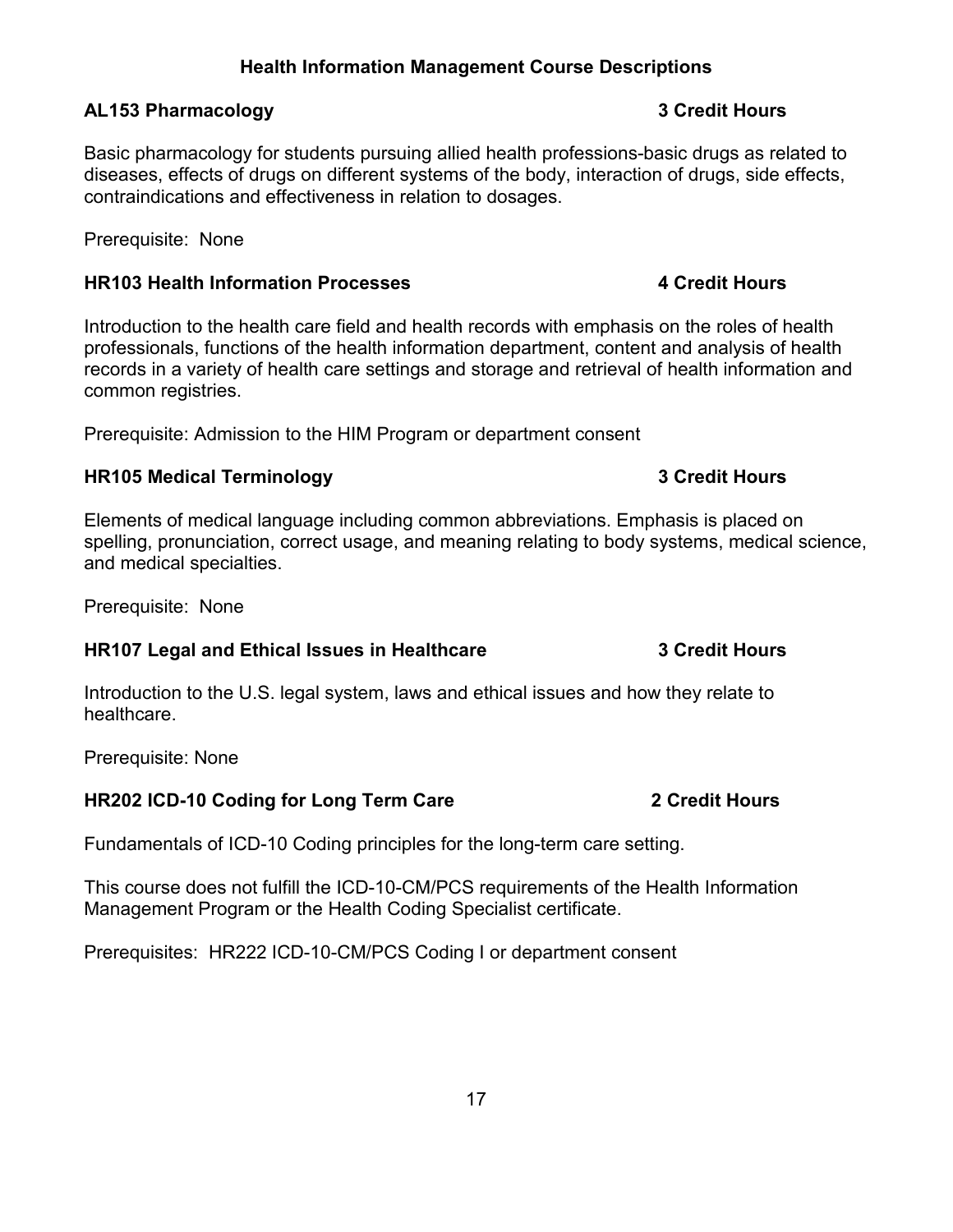## Health Information Management Course Descriptions

### AL153 Pharmacology — 3 Credit Hours

Basic pharmacology for students pursuing allied health professions-basic drugs as related to diseases, effects of drugs on different systems of the body, interaction of drugs, side effects, contraindications and effectiveness in relation to dosages.

Prerequisite: None

### HR103 Health Information Processes — 4 Credit Hours

Introduction to the health care field and health records with emphasis on the roles of health professionals, functions of the health information department, content and analysis of health records in a variety of health care settings and storage and retrieval of health information and common registries.

Prerequisite: Admission to the HIM Program or department consent

### HR105 Medical Terminology — 3 Credit Hours

Elements of medical language including common abbreviations. Emphasis is placed on spelling, pronunciation, correct usage, and meaning relating to body systems, medical science, and medical specialties.

Prerequisite: None

### HR107 Legal and Ethical Issues in Healthcare — 3 Credit Hours

Introduction to the U.S. legal system, laws and ethical issues and how they relate to healthcare.

Prerequisite: None

### HR202 ICD-10 Coding for Long Term Care — 2 Credit Hours

Fundamentals of ICD-10 Coding principles for the long-term care setting.

This course does not fulfill the ICD-10-CM/PCS requirements of the Health Information Management Program or the Health Coding Specialist certificate.

Prerequisites: HR222 ICD-10-CM/PCS Coding I or department consent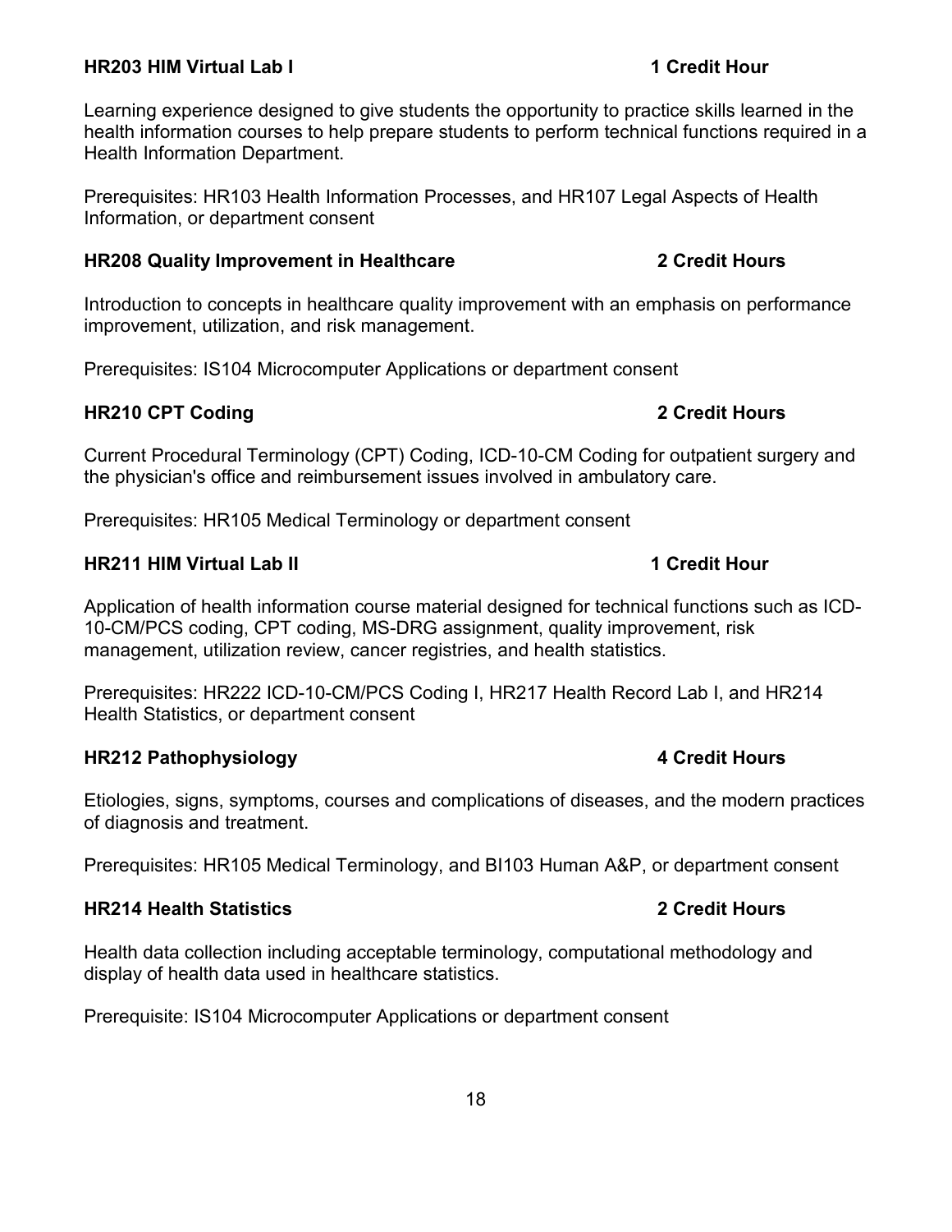**HR203 HIM Virtual Lab I** **1 Credit Hour**

Learning experience designed to give students the opportunity to practice skills learned in the health information courses to help prepare students to perform technical functions required in a Health Information Department.

Prerequisites: HR103 Health Information Processes, and HR107 Legal Aspects of Health Information, or department consent

**HR208 Quality Improvement in Healthcare** **2 Credit Hours**

Introduction to concepts in healthcare quality improvement with an emphasis on performance improvement, utilization, and risk management.

Prerequisites: IS104 Microcomputer Applications or department consent

**HR210 CPT Coding** **2 Credit Hours**

Current Procedural Terminology (CPT) Coding, ICD-10-CM Coding for outpatient surgery and the physician's office and reimbursement issues involved in ambulatory care.

Prerequisites: HR105 Medical Terminology or department consent

**HR211 HIM Virtual Lab II** **1 Credit Hour**

Application of health information course material designed for technical functions such as ICD-10-CM/PCS coding, CPT coding, MS-DRG assignment, quality improvement, risk management, utilization review, cancer registries, and health statistics.

Prerequisites: HR222 ICD-10-CM/PCS Coding I, HR217 Health Record Lab I, and HR214 Health Statistics, or department consent

**HR212 Pathophysiology** **4 Credit Hours**

Etiologies, signs, symptoms, courses and complications of diseases, and the modern practices of diagnosis and treatment.

Prerequisites: HR105 Medical Terminology, and BI103 Human A&P, or department consent

**HR214 Health Statistics** **2 Credit Hours**

Health data collection including acceptable terminology, computational methodology and display of health data used in healthcare statistics.

Prerequisite: IS104 Microcomputer Applications or department consent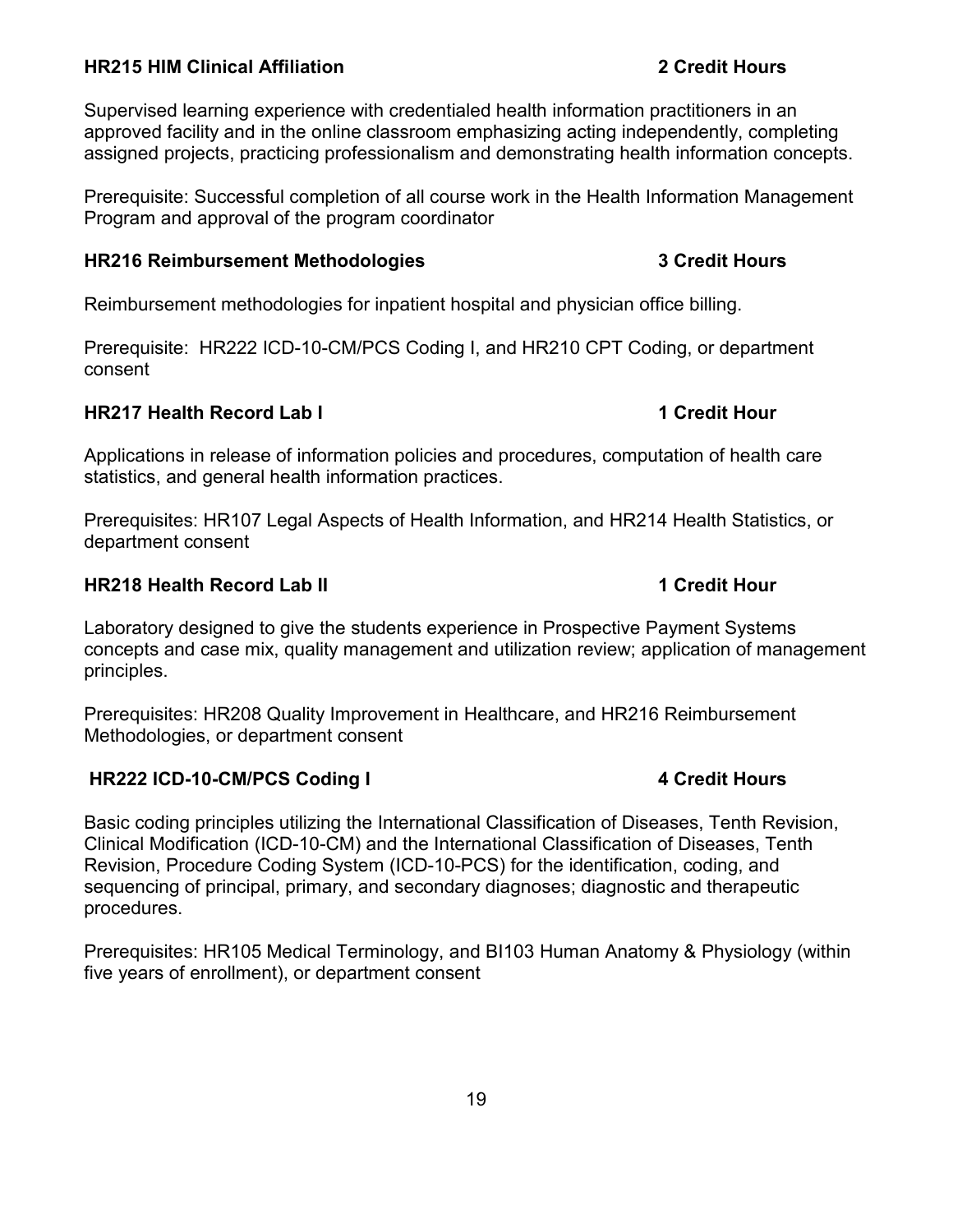**HR215 HIM Clinical Affiliation 2 Credit Hours**

Supervised learning experience with credentialed health information practitioners in an approved facility and in the online classroom emphasizing acting independently, completing assigned projects, practicing professionalism and demonstrating health information concepts.

Prerequisite: Successful completion of all course work in the Health Information Management Program and approval of the program coordinator

**HR216 Reimbursement Methodologies 3 Credit Hours**

Reimbursement methodologies for inpatient hospital and physician office billing.

Prerequisite: HR222 ICD-10-CM/PCS Coding I, and HR210 CPT Coding, or department consent

**HR217 Health Record Lab I 1 Credit Hour**

Applications in release of information policies and procedures, computation of health care statistics, and general health information practices.

Prerequisites: HR107 Legal Aspects of Health Information, and HR214 Health Statistics, or department consent

**HR218 Health Record Lab II 1 Credit Hour**

Laboratory designed to give the students experience in Prospective Payment Systems concepts and case mix, quality management and utilization review; application of management principles.

Prerequisites: HR208 Quality Improvement in Healthcare, and HR216 Reimbursement Methodologies, or department consent

**HR222 ICD-10-CM/PCS Coding I 4 Credit Hours**

Basic coding principles utilizing the International Classification of Diseases, Tenth Revision, Clinical Modification (ICD-10-CM) and the International Classification of Diseases, Tenth Revision, Procedure Coding System (ICD-10-PCS) for the identification, coding, and sequencing of principal, primary, and secondary diagnoses; diagnostic and therapeutic procedures.

Prerequisites: HR105 Medical Terminology, and BI103 Human Anatomy & Physiology (within five years of enrollment), or department consent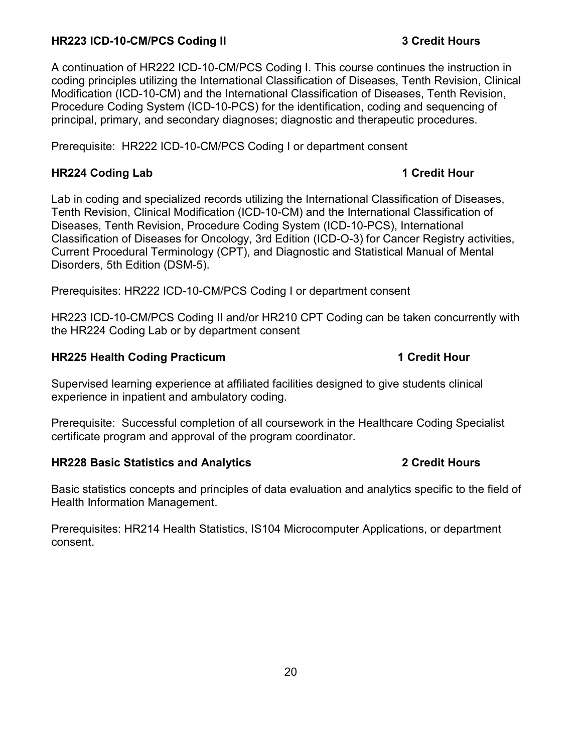### HR223 ICD-10-CM/PCS Coding II — 3 Credit Hours

A continuation of HR222 ICD-10-CM/PCS Coding I. This course continues the instruction in coding principles utilizing the International Classification of Diseases, Tenth Revision, Clinical Modification (ICD-10-CM) and the International Classification of Diseases, Tenth Revision, Procedure Coding System (ICD-10-PCS) for the identification, coding and sequencing of principal, primary, and secondary diagnoses; diagnostic and therapeutic procedures.

Prerequisite: HR222 ICD-10-CM/PCS Coding I or department consent

### HR224 Coding Lab — 1 Credit Hour

Lab in coding and specialized records utilizing the International Classification of Diseases, Tenth Revision, Clinical Modification (ICD-10-CM) and the International Classification of Diseases, Tenth Revision, Procedure Coding System (ICD-10-PCS), International Classification of Diseases for Oncology, 3rd Edition (ICD-O-3) for Cancer Registry activities, Current Procedural Terminology (CPT), and Diagnostic and Statistical Manual of Mental Disorders, 5th Edition (DSM-5).

Prerequisites: HR222 ICD-10-CM/PCS Coding I or department consent

HR223 ICD-10-CM/PCS Coding II and/or HR210 CPT Coding can be taken concurrently with the HR224 Coding Lab or by department consent

### HR225 Health Coding Practicum — 1 Credit Hour

Supervised learning experience at affiliated facilities designed to give students clinical experience in inpatient and ambulatory coding.

Prerequisite: Successful completion of all coursework in the Healthcare Coding Specialist certificate program and approval of the program coordinator.

### HR228 Basic Statistics and Analytics — 2 Credit Hours

Basic statistics concepts and principles of data evaluation and analytics specific to the field of Health Information Management.

Prerequisites: HR214 Health Statistics, IS104 Microcomputer Applications, or department consent.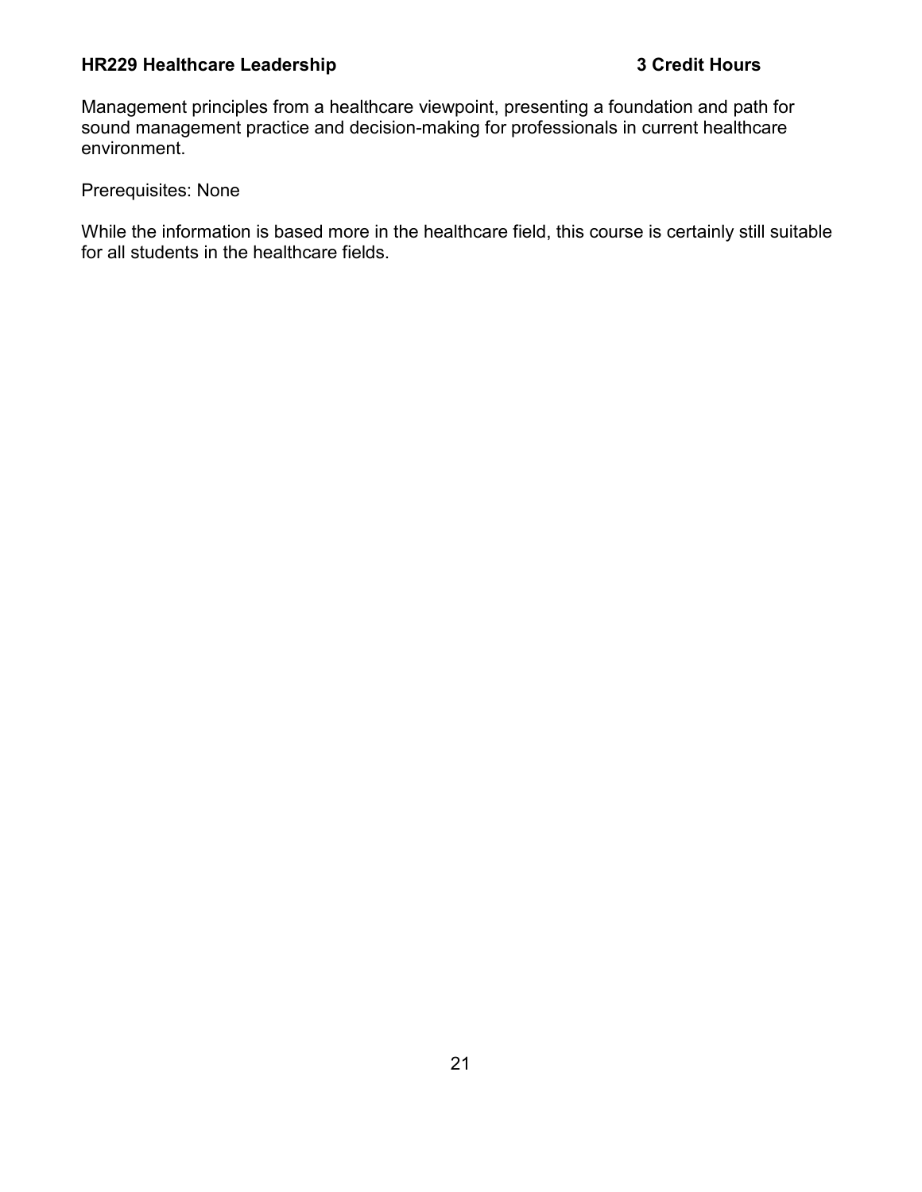**HR229 Healthcare Leadership 3 Credit Hours**

Management principles from a healthcare viewpoint, presenting a foundation and path for sound management practice and decision-making for professionals in current healthcare environment.

Prerequisites: None

While the information is based more in the healthcare field, this course is certainly still suitable for all students in the healthcare fields.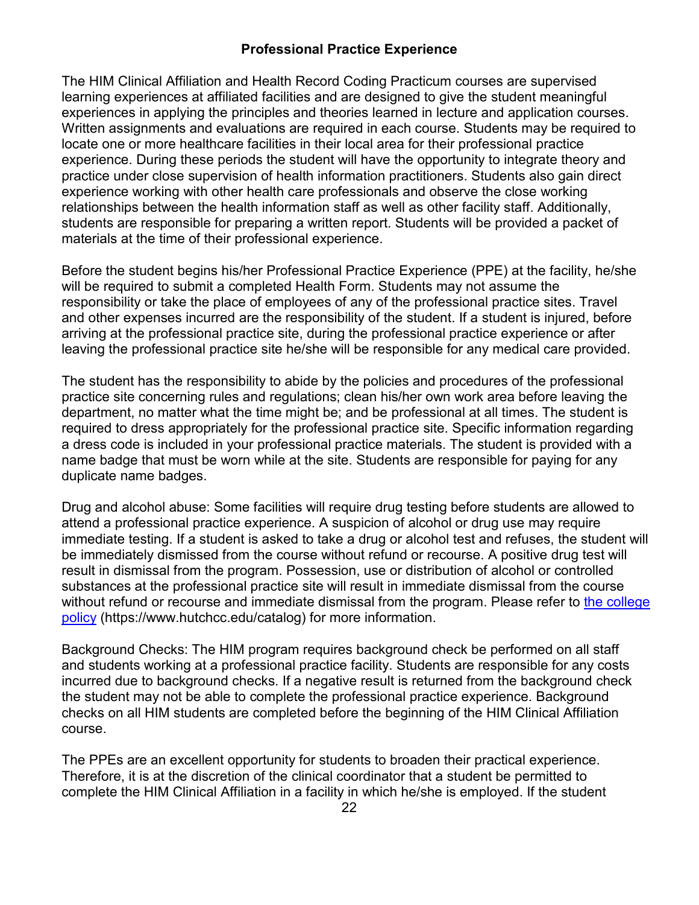## Professional Practice Experience

The HIM Clinical Affiliation and Health Record Coding Practicum courses are supervised learning experiences at affiliated facilities and are designed to give the student meaningful experiences in applying the principles and theories learned in lecture and application courses. Written assignments and evaluations are required in each course. Students may be required to locate one or more healthcare facilities in their local area for their professional practice experience. During these periods the student will have the opportunity to integrate theory and practice under close supervision of health information practitioners. Students also gain direct experience working with other health care professionals and observe the close working relationships between the health information staff as well as other facility staff. Additionally, students are responsible for preparing a written report. Students will be provided a packet of materials at the time of their professional experience.

Before the student begins his/her Professional Practice Experience (PPE) at the facility, he/she will be required to submit a completed Health Form. Students may not assume the responsibility or take the place of employees of any of the professional practice sites. Travel and other expenses incurred are the responsibility of the student. If a student is injured, before arriving at the professional practice site, during the professional practice experience or after leaving the professional practice site he/she will be responsible for any medical care provided.

The student has the responsibility to abide by the policies and procedures of the professional practice site concerning rules and regulations; clean his/her own work area before leaving the department, no matter what the time might be; and be professional at all times. The student is required to dress appropriately for the professional practice site. Specific information regarding a dress code is included in your professional practice materials. The student is provided with a name badge that must be worn while at the site. Students are responsible for paying for any duplicate name badges.

Drug and alcohol abuse: Some facilities will require drug testing before students are allowed to attend a professional practice experience. A suspicion of alcohol or drug use may require immediate testing. If a student is asked to take a drug or alcohol test and refuses, the student will be immediately dismissed from the course without refund or recourse. A positive drug test will result in dismissal from the program. Possession, use or distribution of alcohol or controlled substances at the professional practice site will result in immediate dismissal from the course without refund or recourse and immediate dismissal from the program. Please refer to [the college policy](https://www.hutchcc.edu/catalog) (https://www.hutchcc.edu/catalog) for more information.

Background Checks: The HIM program requires background check be performed on all staff and students working at a professional practice facility. Students are responsible for any costs incurred due to background checks. If a negative result is returned from the background check the student may not be able to complete the professional practice experience. Background checks on all HIM students are completed before the beginning of the HIM Clinical Affiliation course.

The PPEs are an excellent opportunity for students to broaden their practical experience. Therefore, it is at the discretion of the clinical coordinator that a student be permitted to complete the HIM Clinical Affiliation in a facility in which he/she is employed. If the student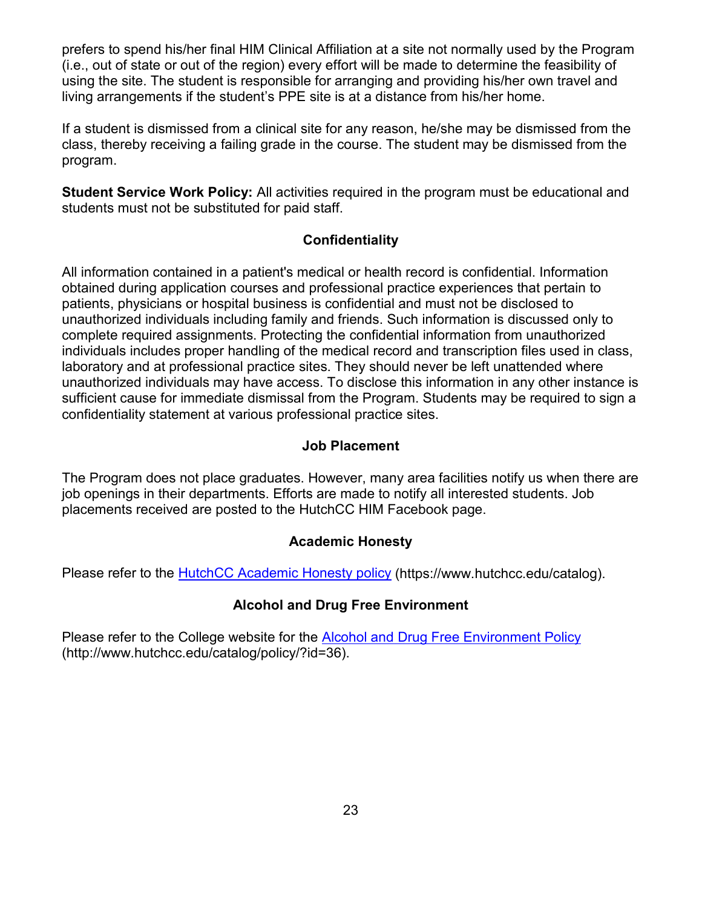prefers to spend his/her final HIM Clinical Affiliation at a site not normally used by the Program (i.e., out of state or out of the region) every effort will be made to determine the feasibility of using the site. The student is responsible for arranging and providing his/her own travel and living arrangements if the student's PPE site is at a distance from his/her home.

If a student is dismissed from a clinical site for any reason, he/she may be dismissed from the class, thereby receiving a failing grade in the course. The student may be dismissed from the program.

**Student Service Work Policy:** All activities required in the program must be educational and students must not be substituted for paid staff.

## Confidentiality

All information contained in a patient's medical or health record is confidential. Information obtained during application courses and professional practice experiences that pertain to patients, physicians or hospital business is confidential and must not be disclosed to unauthorized individuals including family and friends. Such information is discussed only to complete required assignments. Protecting the confidential information from unauthorized individuals includes proper handling of the medical record and transcription files used in class, laboratory and at professional practice sites. They should never be left unattended where unauthorized individuals may have access. To disclose this information in any other instance is sufficient cause for immediate dismissal from the Program. Students may be required to sign a confidentiality statement at various professional practice sites.

## Job Placement

The Program does not place graduates. However, many area facilities notify us when there are job openings in their departments. Efforts are made to notify all interested students. Job placements received are posted to the HutchCC HIM Facebook page.

## Academic Honesty

Please refer to the [HutchCC Academic Honesty policy](https://www.hutchcc.edu/catalog) (https://www.hutchcc.edu/catalog).

## Alcohol and Drug Free Environment

Please refer to the College website for the [Alcohol and Drug Free Environment Policy](http://www.hutchcc.edu/catalog/policy/?id=36) (http://www.hutchcc.edu/catalog/policy/?id=36).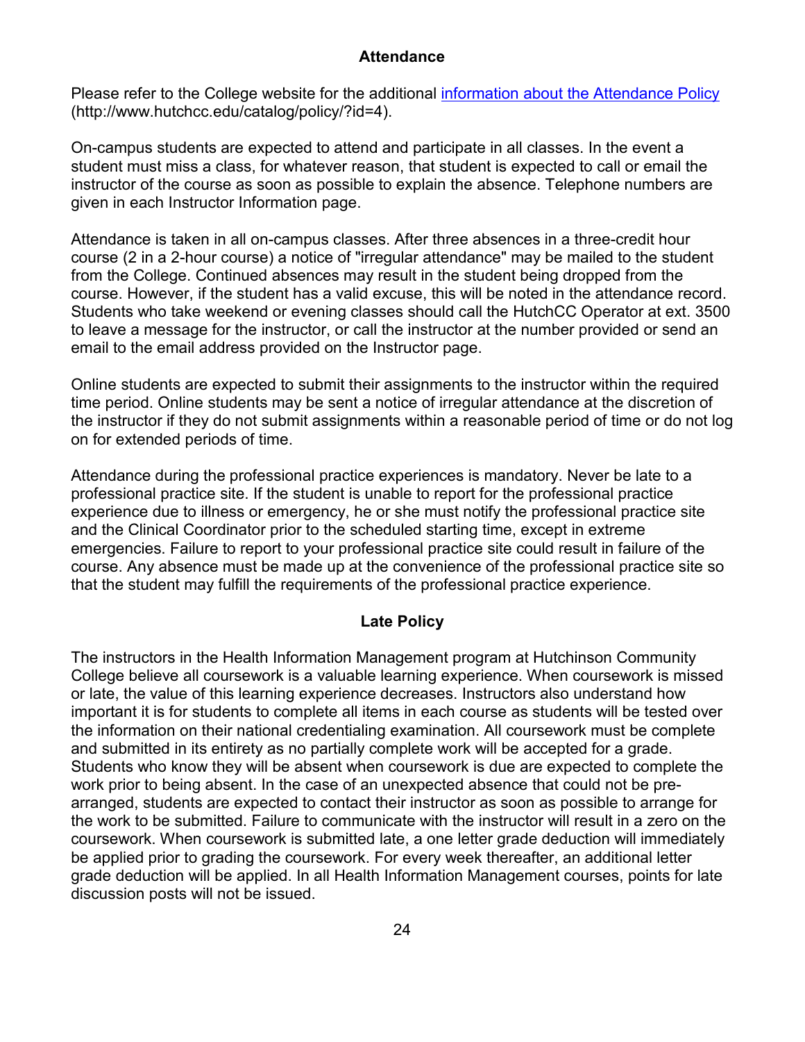## Attendance

Please refer to the College website for the additional [information about the Attendance Policy](http://www.hutchcc.edu/catalog/policy/?id=4) (http://www.hutchcc.edu/catalog/policy/?id=4).

On-campus students are expected to attend and participate in all classes. In the event a student must miss a class, for whatever reason, that student is expected to call or email the instructor of the course as soon as possible to explain the absence. Telephone numbers are given in each Instructor Information page.

Attendance is taken in all on-campus classes. After three absences in a three-credit hour course (2 in a 2-hour course) a notice of "irregular attendance" may be mailed to the student from the College. Continued absences may result in the student being dropped from the course. However, if the student has a valid excuse, this will be noted in the attendance record. Students who take weekend or evening classes should call the HutchCC Operator at ext. 3500 to leave a message for the instructor, or call the instructor at the number provided or send an email to the email address provided on the Instructor page.

Online students are expected to submit their assignments to the instructor within the required time period. Online students may be sent a notice of irregular attendance at the discretion of the instructor if they do not submit assignments within a reasonable period of time or do not log on for extended periods of time.

Attendance during the professional practice experiences is mandatory. Never be late to a professional practice site. If the student is unable to report for the professional practice experience due to illness or emergency, he or she must notify the professional practice site and the Clinical Coordinator prior to the scheduled starting time, except in extreme emergencies. Failure to report to your professional practice site could result in failure of the course. Any absence must be made up at the convenience of the professional practice site so that the student may fulfill the requirements of the professional practice experience.

## Late Policy

The instructors in the Health Information Management program at Hutchinson Community College believe all coursework is a valuable learning experience. When coursework is missed or late, the value of this learning experience decreases. Instructors also understand how important it is for students to complete all items in each course as students will be tested over the information on their national credentialing examination. All coursework must be complete and submitted in its entirety as no partially complete work will be accepted for a grade. Students who know they will be absent when coursework is due are expected to complete the work prior to being absent. In the case of an unexpected absence that could not be pre-arranged, students are expected to contact their instructor as soon as possible to arrange for the work to be submitted. Failure to communicate with the instructor will result in a zero on the coursework. When coursework is submitted late, a one letter grade deduction will immediately be applied prior to grading the coursework. For every week thereafter, an additional letter grade deduction will be applied. In all Health Information Management courses, points for late discussion posts will not be issued.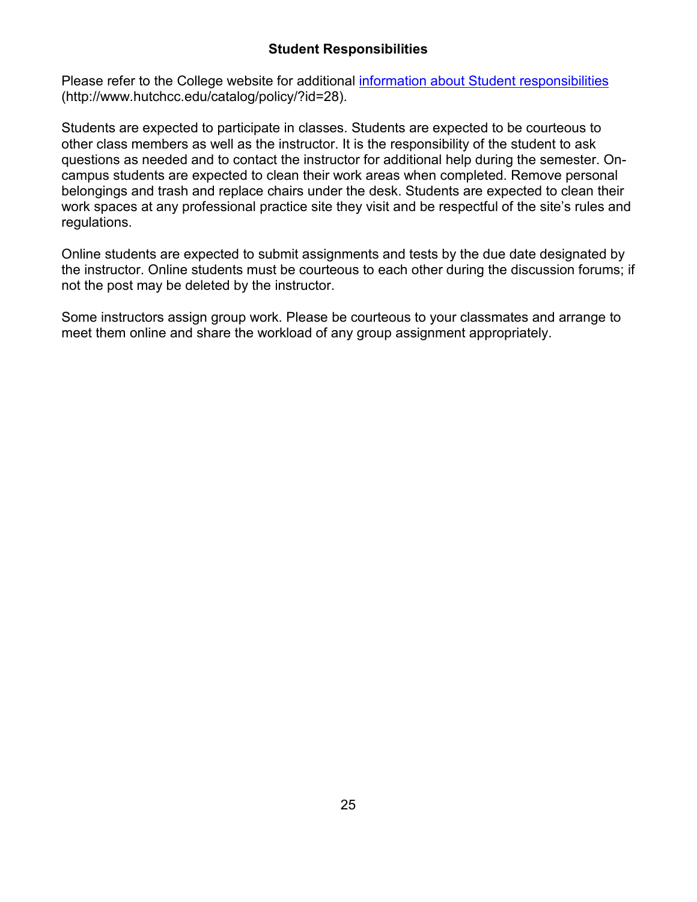## Student Responsibilities

Please refer to the College website for additional [information about Student responsibilities](http://www.hutchcc.edu/catalog/policy/?id=28) (http://www.hutchcc.edu/catalog/policy/?id=28).

Students are expected to participate in classes. Students are expected to be courteous to other class members as well as the instructor. It is the responsibility of the student to ask questions as needed and to contact the instructor for additional help during the semester. On-campus students are expected to clean their work areas when completed. Remove personal belongings and trash and replace chairs under the desk. Students are expected to clean their work spaces at any professional practice site they visit and be respectful of the site's rules and regulations.

Online students are expected to submit assignments and tests by the due date designated by the instructor. Online students must be courteous to each other during the discussion forums; if not the post may be deleted by the instructor.

Some instructors assign group work. Please be courteous to your classmates and arrange to meet them online and share the workload of any group assignment appropriately.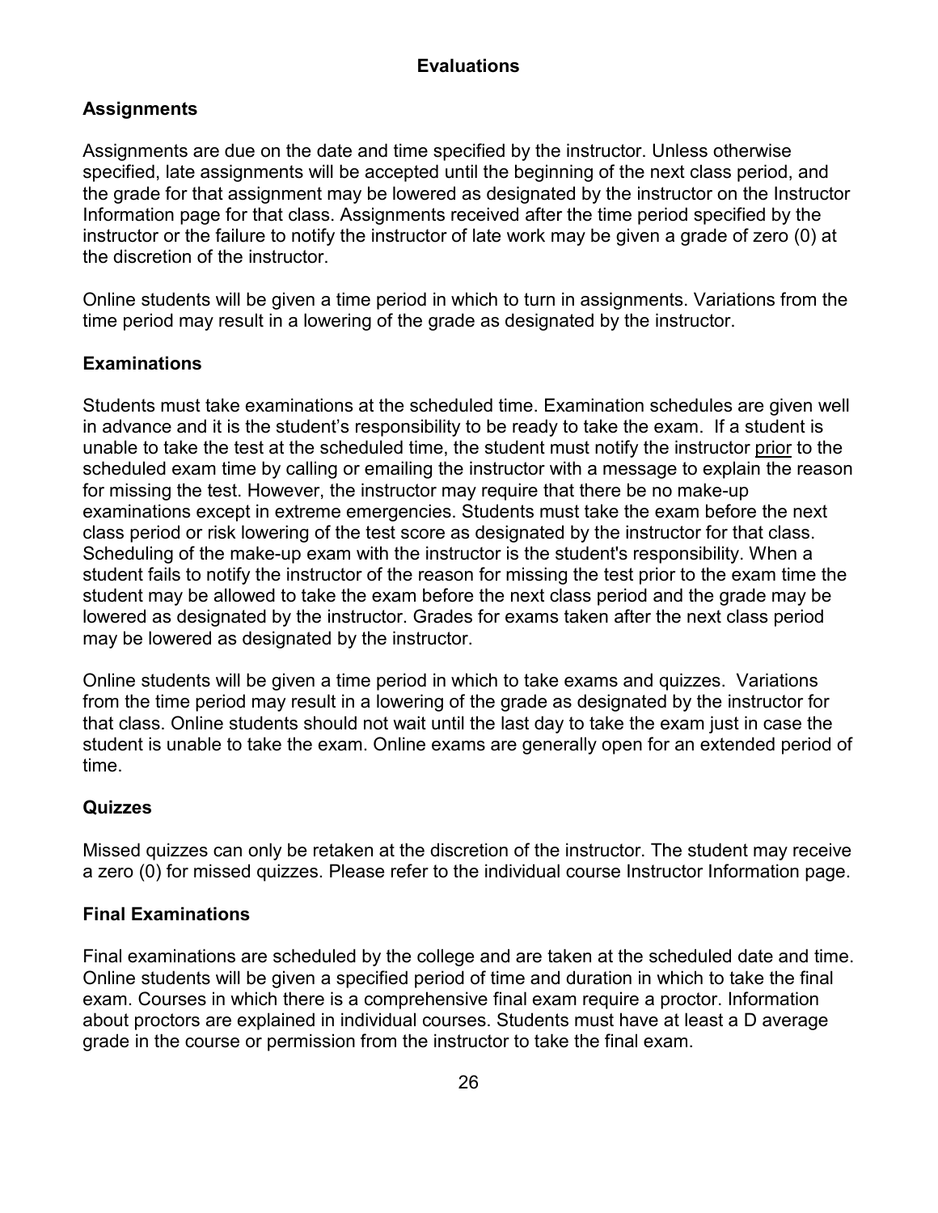## Evaluations

### Assignments

Assignments are due on the date and time specified by the instructor. Unless otherwise specified, late assignments will be accepted until the beginning of the next class period, and the grade for that assignment may be lowered as designated by the instructor on the Instructor Information page for that class. Assignments received after the time period specified by the instructor or the failure to notify the instructor of late work may be given a grade of zero (0) at the discretion of the instructor.

Online students will be given a time period in which to turn in assignments. Variations from the time period may result in a lowering of the grade as designated by the instructor.

### Examinations

Students must take examinations at the scheduled time. Examination schedules are given well in advance and it is the student's responsibility to be ready to take the exam. If a student is unable to take the test at the scheduled time, the student must notify the instructor <u>prior</u> to the scheduled exam time by calling or emailing the instructor with a message to explain the reason for missing the test. However, the instructor may require that there be no make-up examinations except in extreme emergencies. Students must take the exam before the next class period or risk lowering of the test score as designated by the instructor for that class. Scheduling of the make-up exam with the instructor is the student's responsibility. When a student fails to notify the instructor of the reason for missing the test prior to the exam time the student may be allowed to take the exam before the next class period and the grade may be lowered as designated by the instructor. Grades for exams taken after the next class period may be lowered as designated by the instructor.

Online students will be given a time period in which to take exams and quizzes. Variations from the time period may result in a lowering of the grade as designated by the instructor for that class. Online students should not wait until the last day to take the exam just in case the student is unable to take the exam. Online exams are generally open for an extended period of time.

### Quizzes

Missed quizzes can only be retaken at the discretion of the instructor. The student may receive a zero (0) for missed quizzes. Please refer to the individual course Instructor Information page.

### Final Examinations

Final examinations are scheduled by the college and are taken at the scheduled date and time. Online students will be given a specified period of time and duration in which to take the final exam. Courses in which there is a comprehensive final exam require a proctor. Information about proctors are explained in individual courses. Students must have at least a D average grade in the course or permission from the instructor to take the final exam.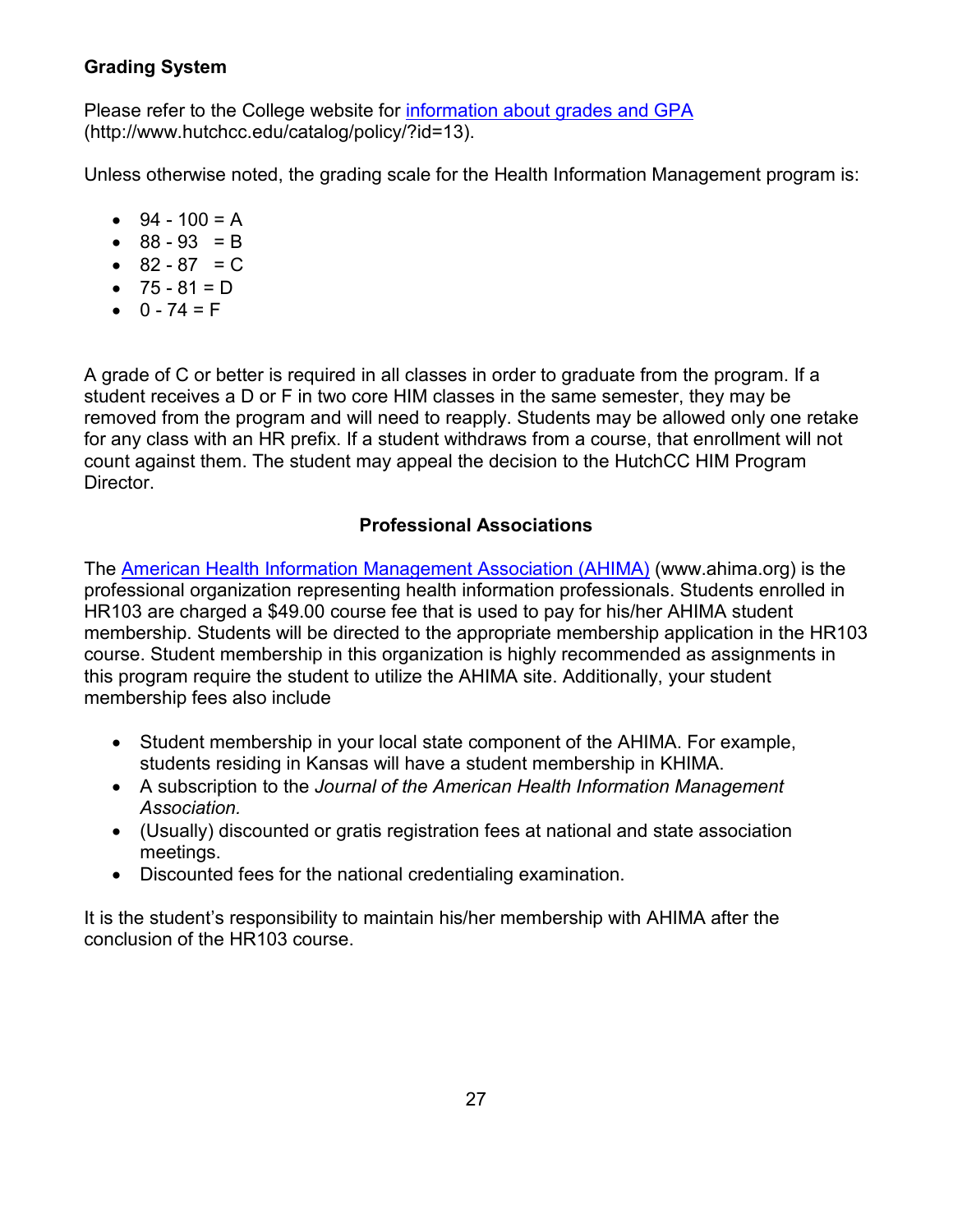**Grading System**

Please refer to the College website for [information about grades and GPA](http://www.hutchcc.edu/catalog/policy/?id=13) (http://www.hutchcc.edu/catalog/policy/?id=13).

Unless otherwise noted, the grading scale for the Health Information Management program is:

- 94 - 100 = A
- 88 - 93 = B
- 82 - 87 = C
- 75 - 81 = D
- 0 - 74 = F

A grade of C or better is required in all classes in order to graduate from the program. If a student receives a D or F in two core HIM classes in the same semester, they may be removed from the program and will need to reapply. Students may be allowed only one retake for any class with an HR prefix. If a student withdraws from a course, that enrollment will not count against them. The student may appeal the decision to the HutchCC HIM Program Director.

**Professional Associations**

The [American Health Information Management Association (AHIMA)](http://www.ahima.org) (www.ahima.org) is the professional organization representing health information professionals. Students enrolled in HR103 are charged a $49.00 course fee that is used to pay for his/her AHIMA student membership. Students will be directed to the appropriate membership application in the HR103 course. Student membership in this organization is highly recommended as assignments in this program require the student to utilize the AHIMA site. Additionally, your student membership fees also include

- Student membership in your local state component of the AHIMA. For example, students residing in Kansas will have a student membership in KHIMA.
- A subscription to the *Journal of the American Health Information Management Association.*
- (Usually) discounted or gratis registration fees at national and state association meetings.
- Discounted fees for the national credentialing examination.

It is the student's responsibility to maintain his/her membership with AHIMA after the conclusion of the HR103 course.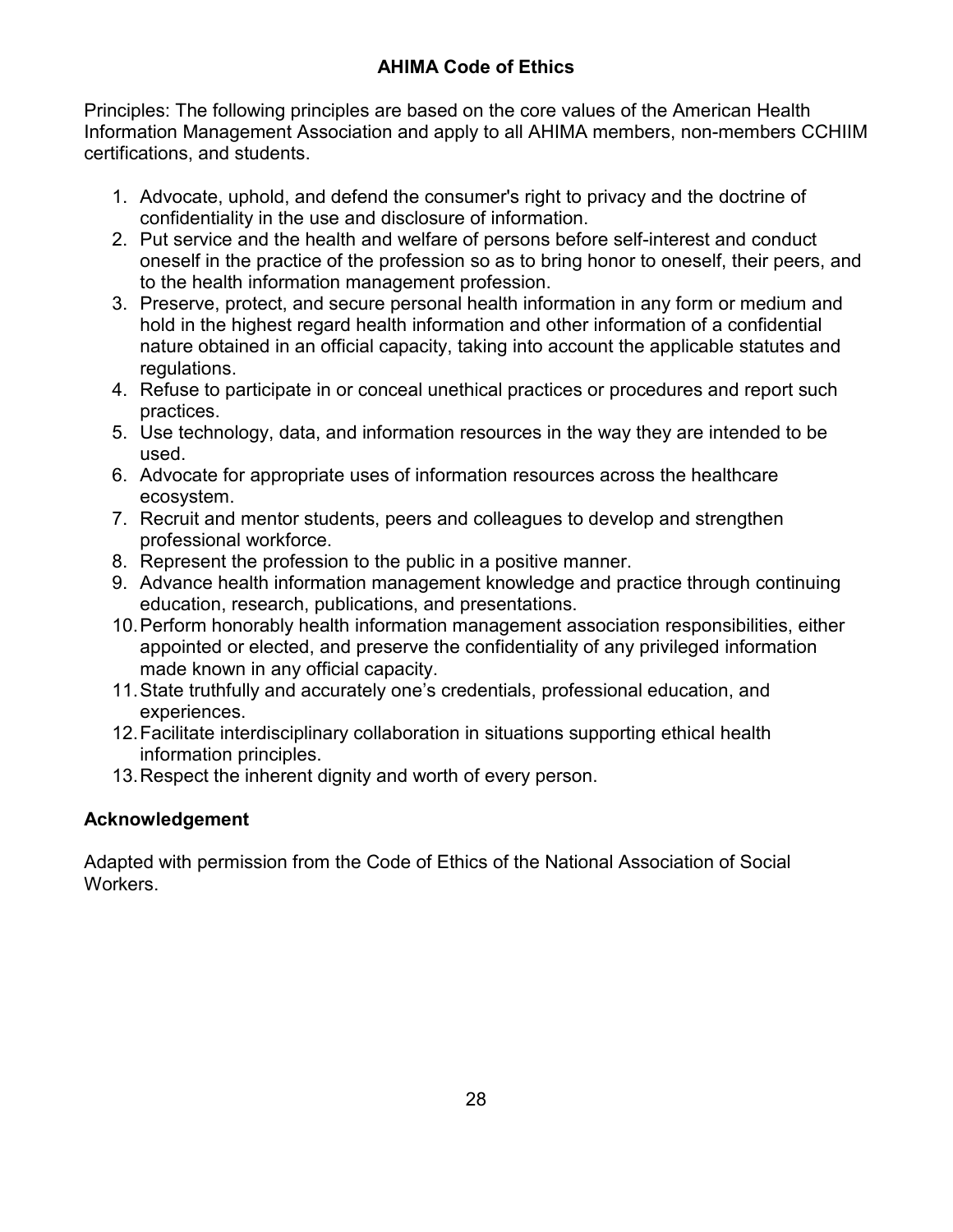# AHIMA Code of Ethics

Principles: The following principles are based on the core values of the American Health Information Management Association and apply to all AHIMA members, non-members CCHIIM certifications, and students.

1. Advocate, uphold, and defend the consumer's right to privacy and the doctrine of confidentiality in the use and disclosure of information.
2. Put service and the health and welfare of persons before self-interest and conduct oneself in the practice of the profession so as to bring honor to oneself, their peers, and to the health information management profession.
3. Preserve, protect, and secure personal health information in any form or medium and hold in the highest regard health information and other information of a confidential nature obtained in an official capacity, taking into account the applicable statutes and regulations.
4. Refuse to participate in or conceal unethical practices or procedures and report such practices.
5. Use technology, data, and information resources in the way they are intended to be used.
6. Advocate for appropriate uses of information resources across the healthcare ecosystem.
7. Recruit and mentor students, peers and colleagues to develop and strengthen professional workforce.
8. Represent the profession to the public in a positive manner.
9. Advance health information management knowledge and practice through continuing education, research, publications, and presentations.
10. Perform honorably health information management association responsibilities, either appointed or elected, and preserve the confidentiality of any privileged information made known in any official capacity.
11. State truthfully and accurately one's credentials, professional education, and experiences.
12. Facilitate interdisciplinary collaboration in situations supporting ethical health information principles.
13. Respect the inherent dignity and worth of every person.

## Acknowledgement

Adapted with permission from the Code of Ethics of the National Association of Social Workers.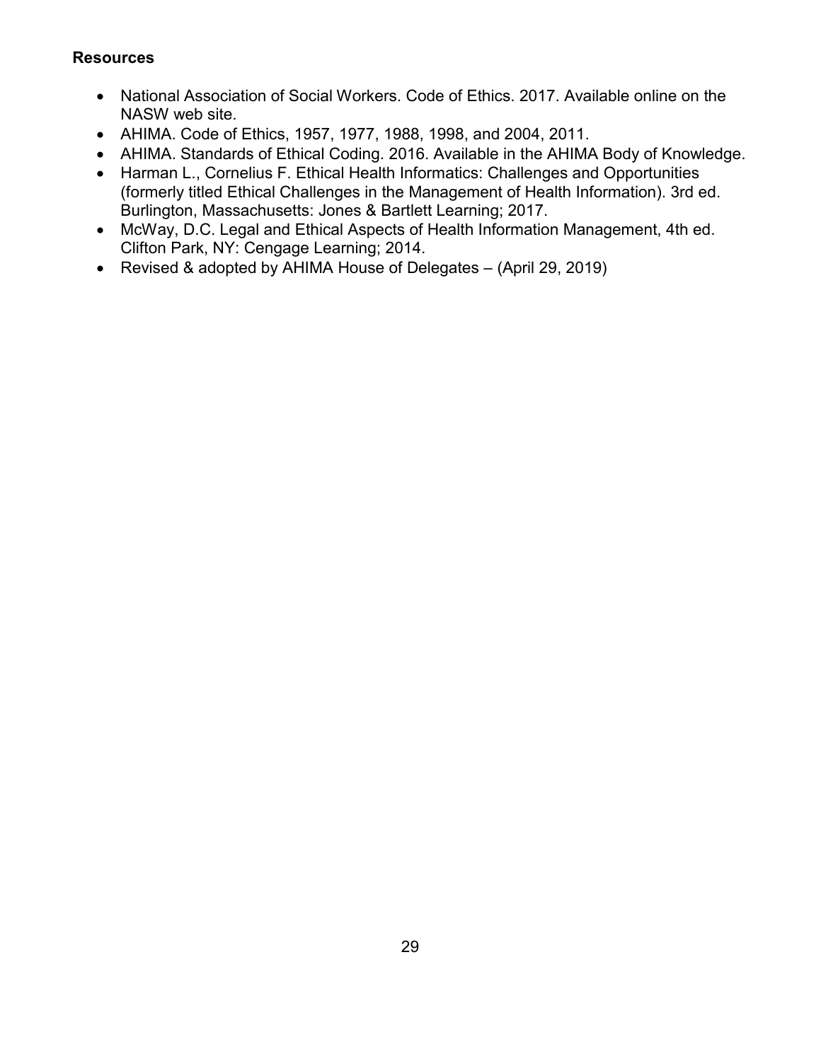### Resources

- National Association of Social Workers. Code of Ethics. 2017. Available online on the NASW web site.
- AHIMA. Code of Ethics, 1957, 1977, 1988, 1998, and 2004, 2011.
- AHIMA. Standards of Ethical Coding. 2016. Available in the AHIMA Body of Knowledge.
- Harman L., Cornelius F. Ethical Health Informatics: Challenges and Opportunities (formerly titled Ethical Challenges in the Management of Health Information). 3rd ed. Burlington, Massachusetts: Jones & Bartlett Learning; 2017.
- McWay, D.C. Legal and Ethical Aspects of Health Information Management, 4th ed. Clifton Park, NY: Cengage Learning; 2014.
- Revised & adopted by AHIMA House of Delegates – (April 29, 2019)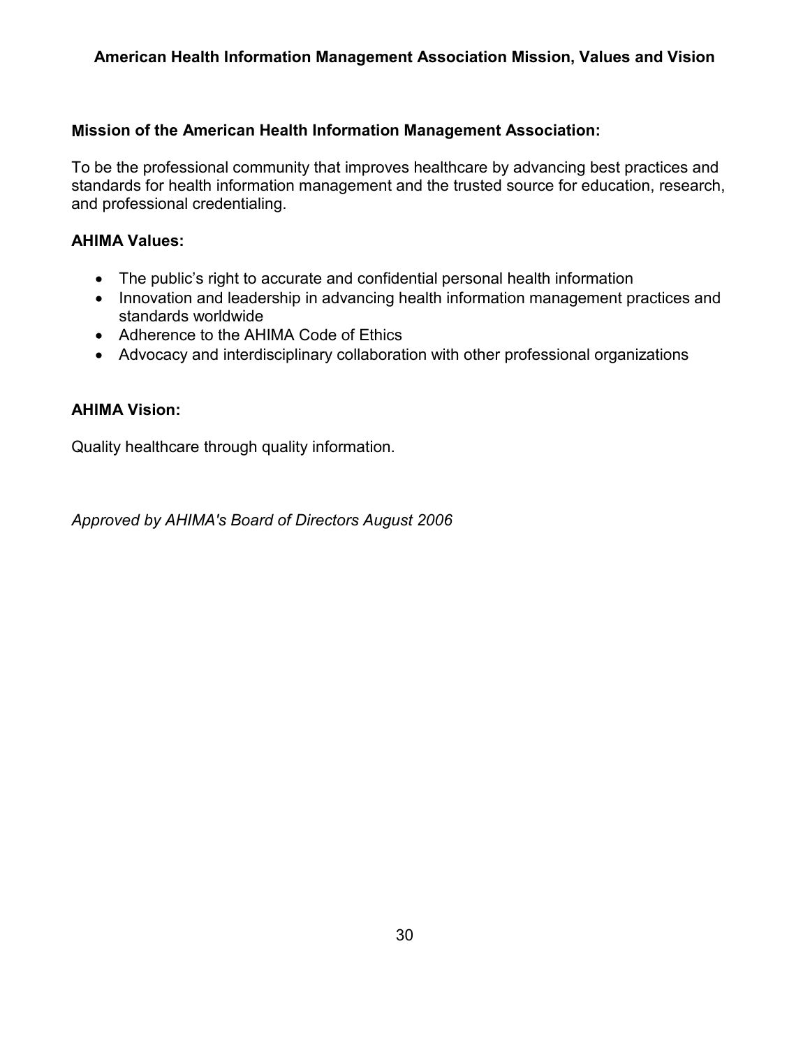# American Health Information Management Association Mission, Values and Vision

## Mission of the American Health Information Management Association:

To be the professional community that improves healthcare by advancing best practices and standards for health information management and the trusted source for education, research, and professional credentialing.

## AHIMA Values:

- The public's right to accurate and confidential personal health information
- Innovation and leadership in advancing health information management practices and standards worldwide
- Adherence to the AHIMA Code of Ethics
- Advocacy and interdisciplinary collaboration with other professional organizations

## AHIMA Vision:

Quality healthcare through quality information.

*Approved by AHIMA's Board of Directors August 2006*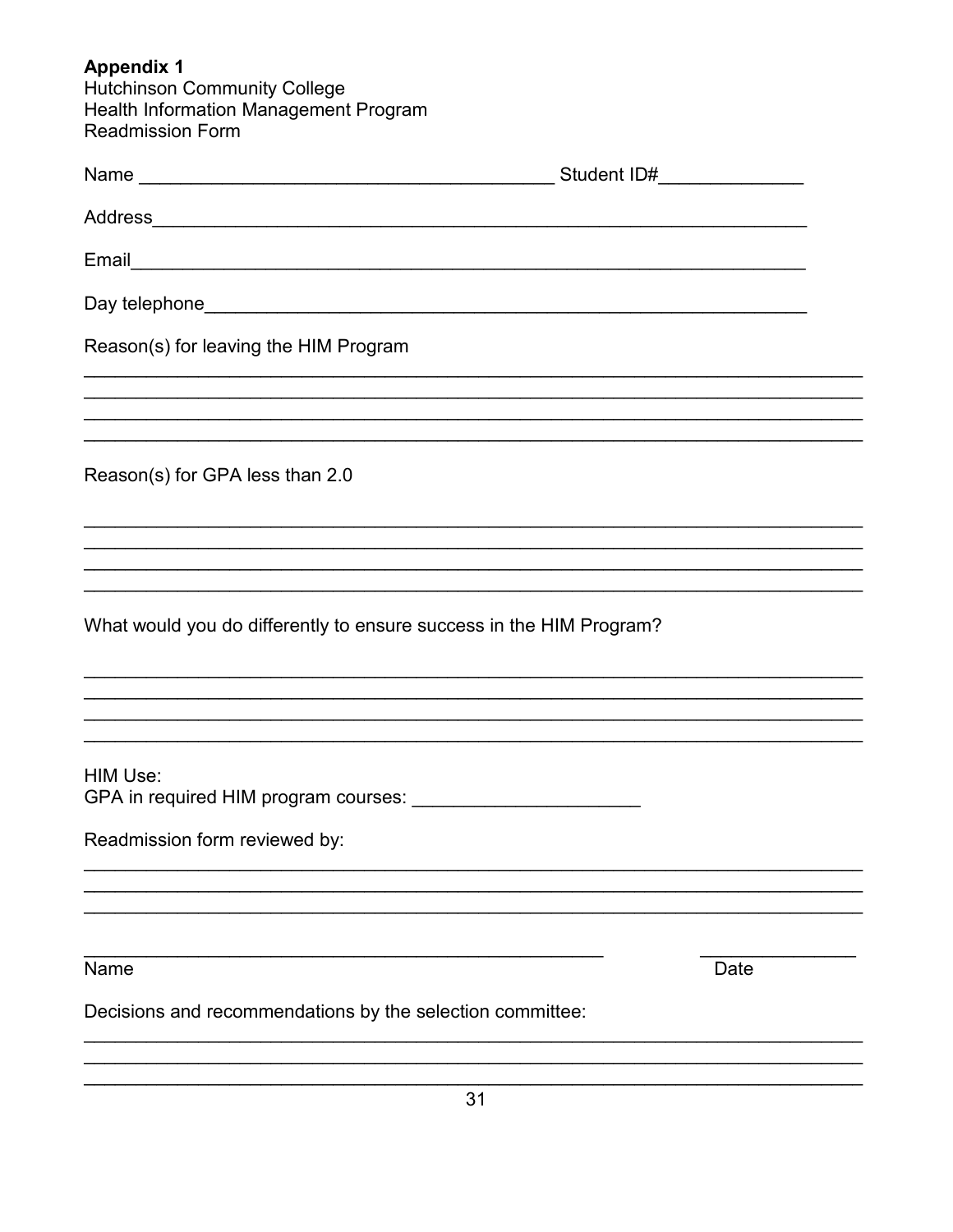**Appendix 1**
Hutchinson Community College
Health Information Management Program
Readmission Form

Name ________________________________________ Student ID#______________

Address_______________________________________________________________

Email_________________________________________________________________

Day telephone__________________________________________________________

Reason(s) for leaving the HIM Program

_____________________________________________________________________________
_____________________________________________________________________________
_____________________________________________________________________________
_____________________________________________________________________________

Reason(s) for GPA less than 2.0

_____________________________________________________________________________
_____________________________________________________________________________
_____________________________________________________________________________
_____________________________________________________________________________

What would you do differently to ensure success in the HIM Program?

_____________________________________________________________________________
_____________________________________________________________________________
_____________________________________________________________________________
_____________________________________________________________________________

HIM Use:
GPA in required HIM program courses: ______________________

Readmission form reviewed by:

_____________________________________________________________________________
_____________________________________________________________________________
_____________________________________________________________________________

___________________________________________________ _______________
Name Date

Decisions and recommendations by the selection committee:

_____________________________________________________________________________
_____________________________________________________________________________
_____________________________________________________________________________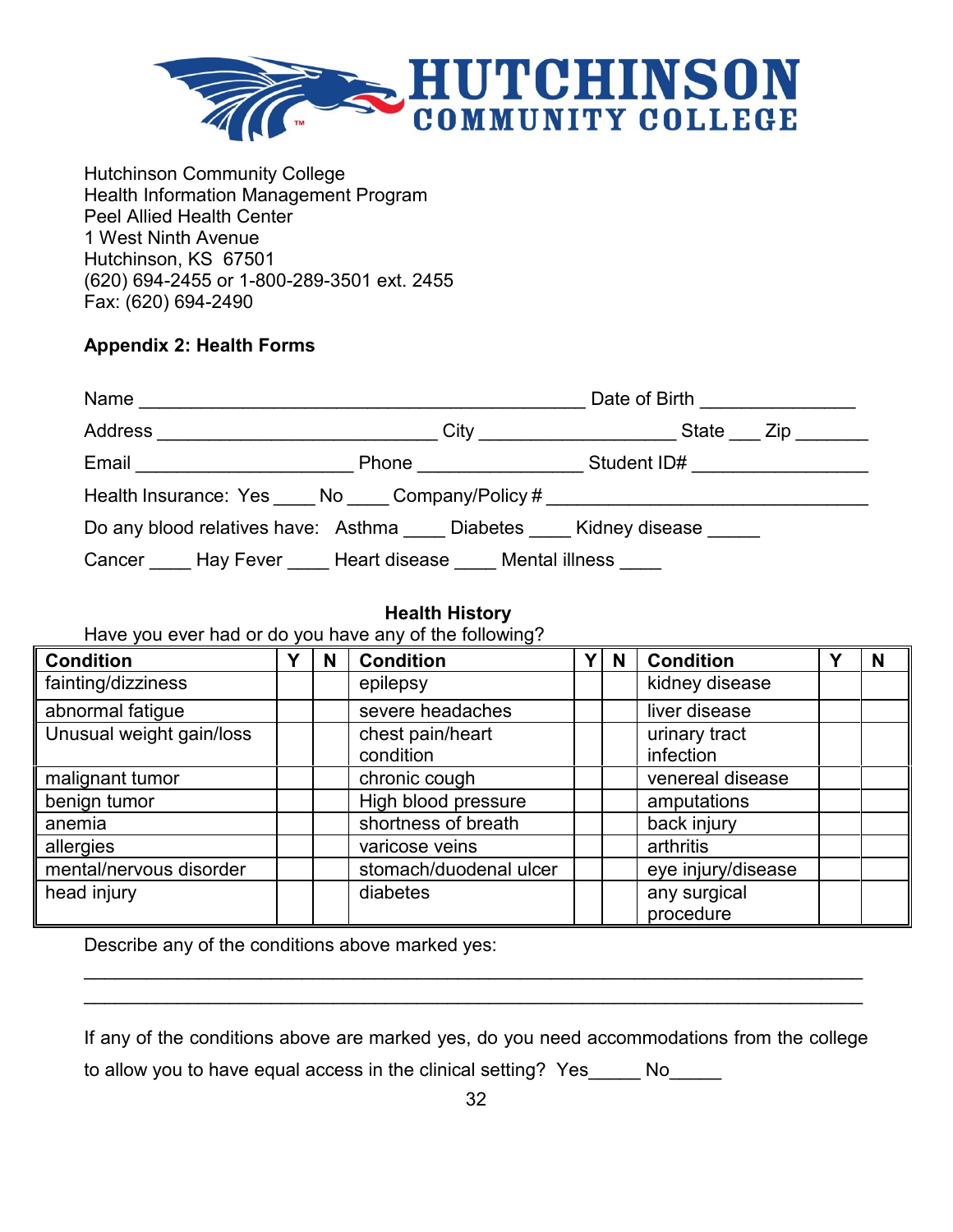Hutchinson Community College
Health Information Management Program
Peel Allied Health Center
1 West Ninth Avenue
Hutchinson, KS 67501
(620) 694-2455 or 1-800-289-3501 ext. 2455
Fax: (620) 694-2490

**Appendix 2: Health Forms**

Name _____________________________________________ Date of Birth _______________

Address ____________________________ City ___________________ State ___ Zip _______

Email _____________________ Phone ________________ Student ID# _________________

Health Insurance: Yes ____ No ____ Company/Policy # _______________________________

Do any blood relatives have: Asthma ____ Diabetes ____ Kidney disease _____

Cancer ____ Hay Fever ____ Heart disease ____ Mental illness ____

**Health History**

Have you ever had or do you have any of the following?

| Condition | Y | N | Condition | Y | N | Condition | Y | N |
|---|---|---|---|---|---|---|---|---|
| fainting/dizziness | | | epilepsy | | | kidney disease | | |
| abnormal fatigue | | | severe headaches | | | liver disease | | |
| Unusual weight gain/loss | | | chest pain/heart condition | | | urinary tract infection | | |
| malignant tumor | | | chronic cough | | | venereal disease | | |
| benign tumor | | | High blood pressure | | | amputations | | |
| anemia | | | shortness of breath | | | back injury | | |
| allergies | | | varicose veins | | | arthritis | | |
| mental/nervous disorder | | | stomach/duodenal ulcer | | | eye injury/disease | | |
| head injury | | | diabetes | | | any surgical procedure | | |

Describe any of the conditions above marked yes:

___________________________________________________________________________

___________________________________________________________________________

If any of the conditions above are marked yes, do you need accommodations from the college to allow you to have equal access in the clinical setting? Yes_____ No_____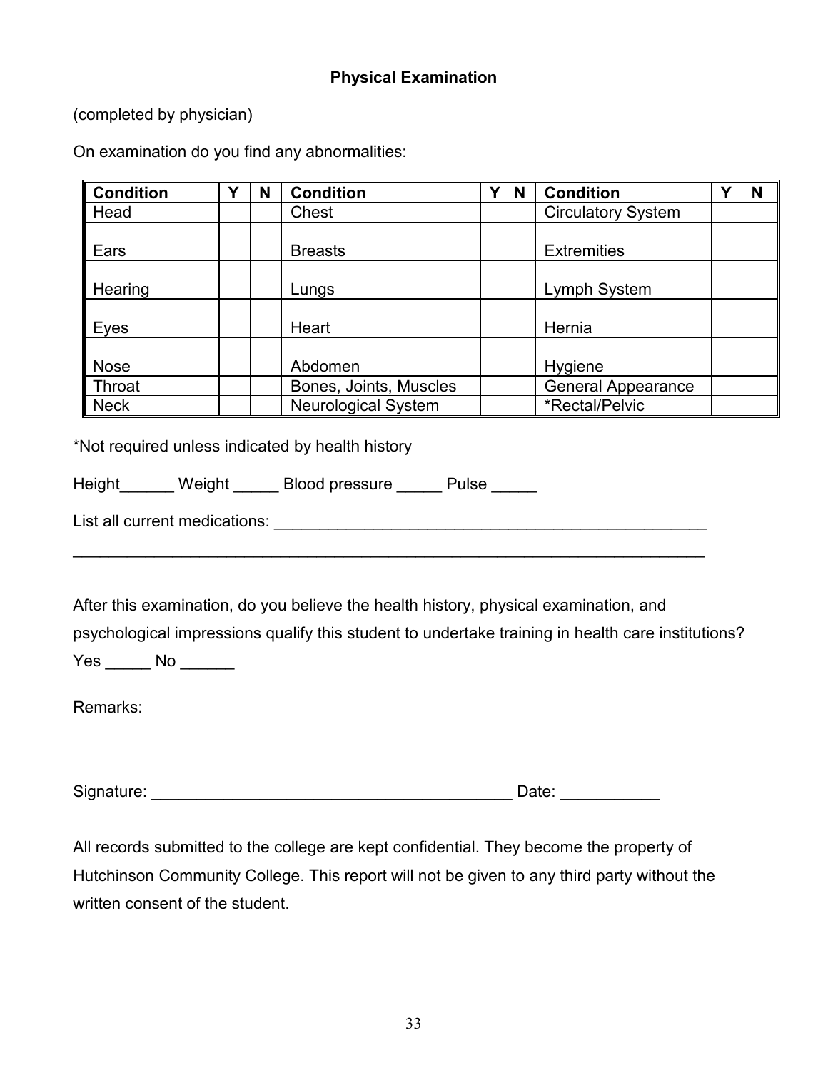## Physical Examination

(completed by physician)

On examination do you find any abnormalities:

| Condition | Y | N | Condition | Y | N | Condition | Y | N |
|---|---|---|---|---|---|---|---|---|
| Head | | | Chest | | | Circulatory System | | |
| Ears | | | Breasts | | | Extremities | | |
| Hearing | | | Lungs | | | Lymph System | | |
| Eyes | | | Heart | | | Hernia | | |
| Nose | | | Abdomen | | | Hygiene | | |
| Throat | | | Bones, Joints, Muscles | | | General Appearance | | |
| Neck | | | Neurological System | | | *Rectal/Pelvic | | |

*Not required unless indicated by health history

Height______ Weight _____ Blood pressure _____ Pulse _____

List all current medications: __________________________________________________

___________________________________________________________________________

After this examination, do you believe the health history, physical examination, and psychological impressions qualify this student to undertake training in health care institutions? Yes _____ No ______

Remarks:

Signature: ________________________________________ Date: ___________

All records submitted to the college are kept confidential. They become the property of Hutchinson Community College. This report will not be given to any third party without the written consent of the student.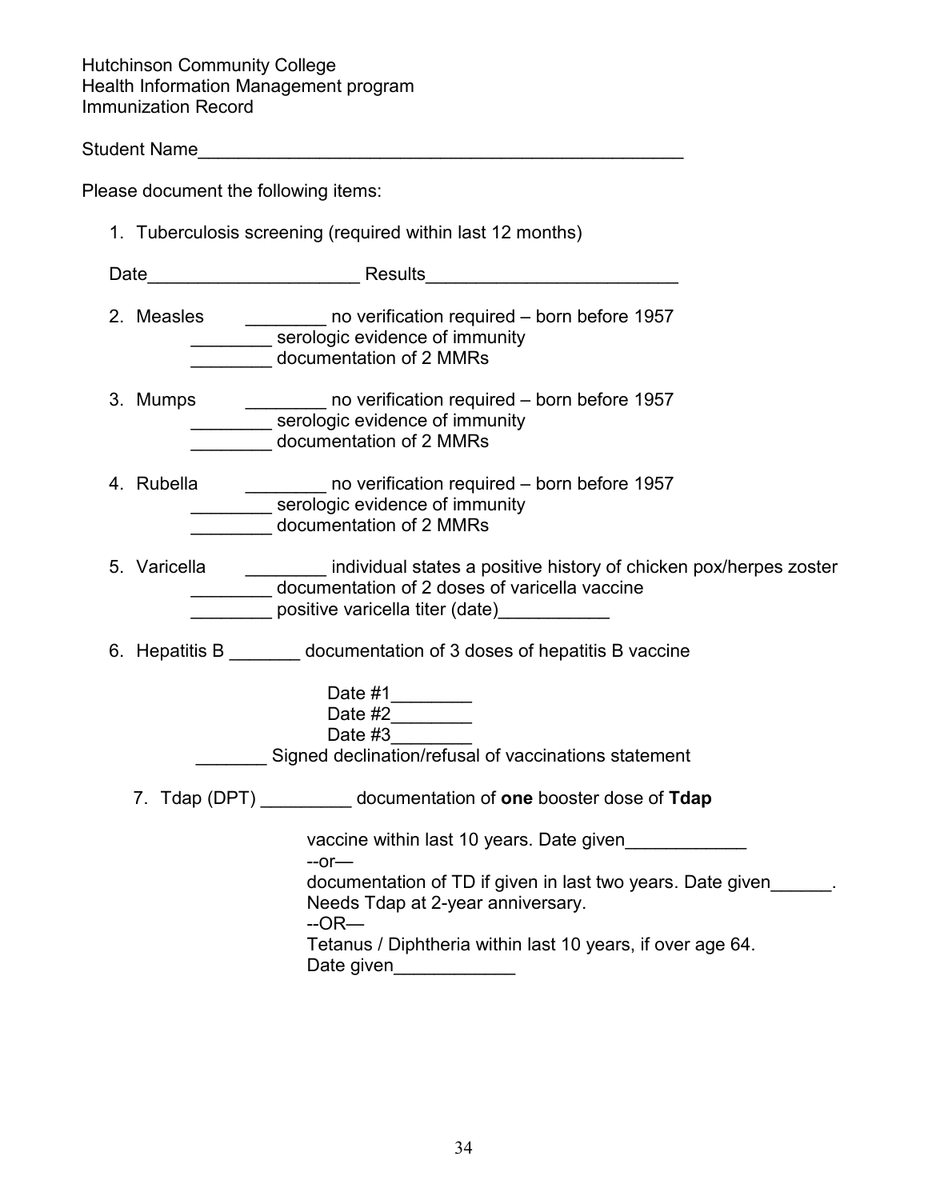Hutchinson Community College
Health Information Management program
Immunization Record

Student Name__________________________________________________

Please document the following items:

1. Tuberculosis screening (required within last 12 months)

   Date_____________________ Results_________________________

2. Measles ________ no verification required – born before 1957
   ________ serologic evidence of immunity
   ________ documentation of 2 MMRs

3. Mumps ________ no verification required – born before 1957
   ________ serologic evidence of immunity
   ________ documentation of 2 MMRs

4. Rubella ________ no verification required – born before 1957
   ________ serologic evidence of immunity
   ________ documentation of 2 MMRs

5. Varicella ________ individual states a positive history of chicken pox/herpes zoster
   ________ documentation of 2 doses of varicella vaccine
   ________ positive varicella titer (date)___________

6. Hepatitis B _______ documentation of 3 doses of hepatitis B vaccine

   Date #1________
   Date #2________
   Date #3________

   _______ Signed declination/refusal of vaccinations statement

7. Tdap (DPT) _________ documentation of **one** booster dose of **Tdap**

   vaccine within last 10 years. Date given____________
   --or—
   documentation of TD if given in last two years. Date given______.
   Needs Tdap at 2-year anniversary.
   --OR—
   Tetanus / Diphtheria within last 10 years, if over age 64.
   Date given____________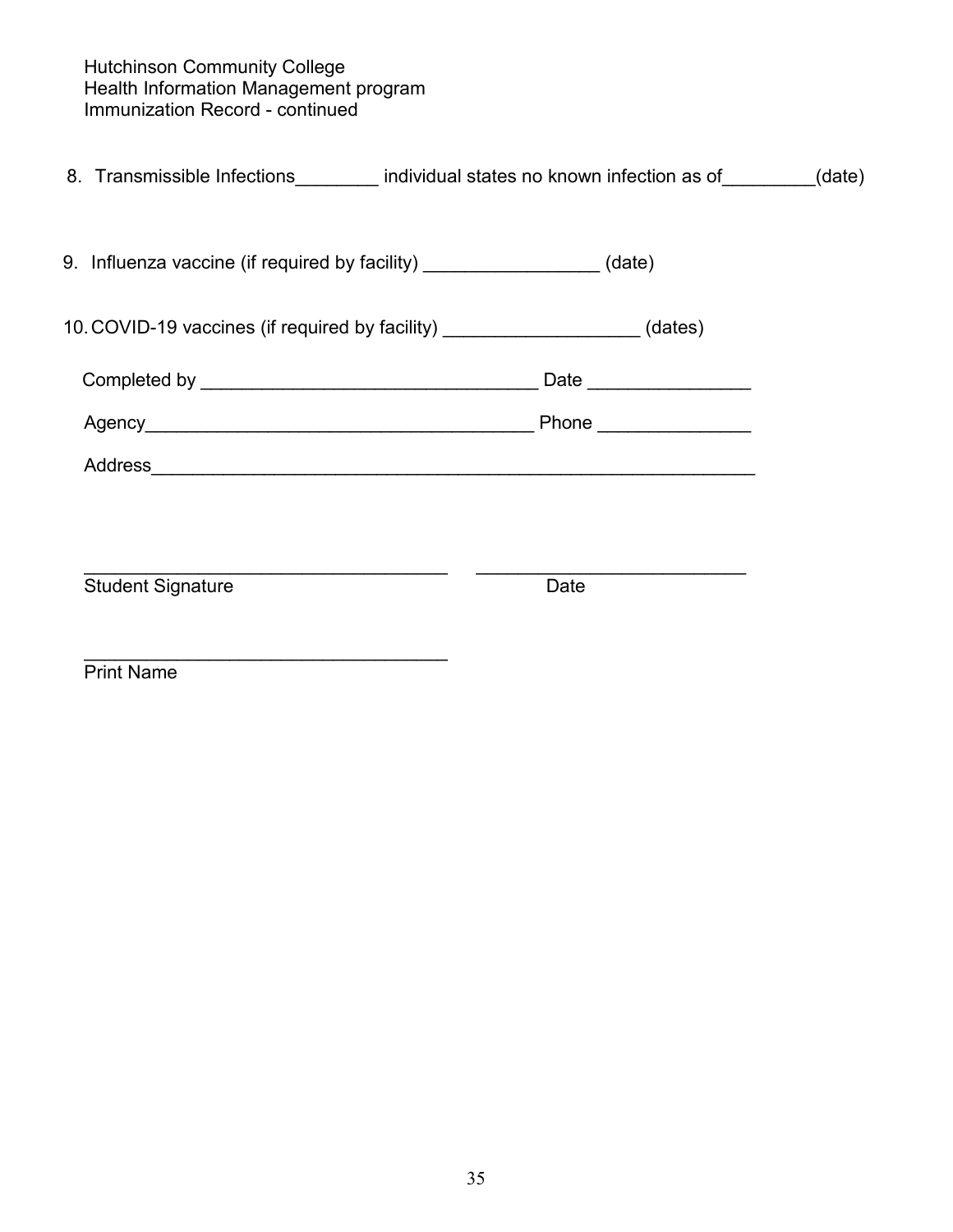Hutchinson Community College
Health Information Management program
Immunization Record - continued

8. Transmissible Infections________ individual states no known infection as of_________(date)

9. Influenza vaccine (if required by facility) _________________ (date)

10. COVID-19 vaccines (if required by facility) ___________________ (dates)

Completed by _________________________________ Date ________________

Agency______________________________________ Phone _______________

Address____________________________________________________________

___________________________________ __________________________
Student Signature Date

___________________________________
Print Name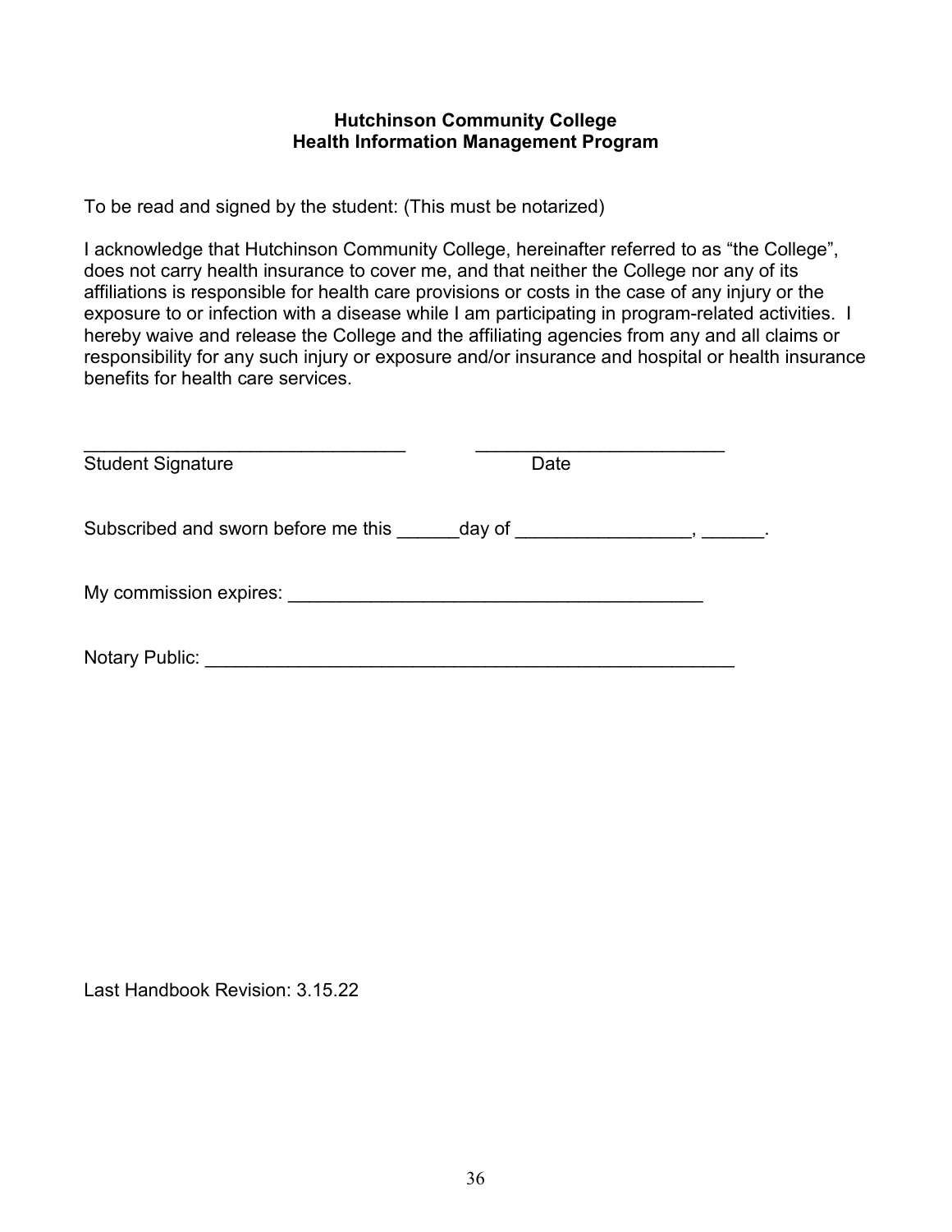**Hutchinson Community College**
**Health Information Management Program**

To be read and signed by the student: (This must be notarized)

I acknowledge that Hutchinson Community College, hereinafter referred to as "the College", does not carry health insurance to cover me, and that neither the College nor any of its affiliations is responsible for health care provisions or costs in the case of any injury or the exposure to or infection with a disease while I am participating in program-related activities. I hereby waive and release the College and the affiliating agencies from any and all claims or responsibility for any such injury or exposure and/or insurance and hospital or health insurance benefits for health care services.

_______________________________ ________________________

Student Signature Date

Subscribed and sworn before me this ______day of _________________, ______.

My commission expires: ________________________________________

Notary Public: ____________________________________________________

Last Handbook Revision: 3.15.22